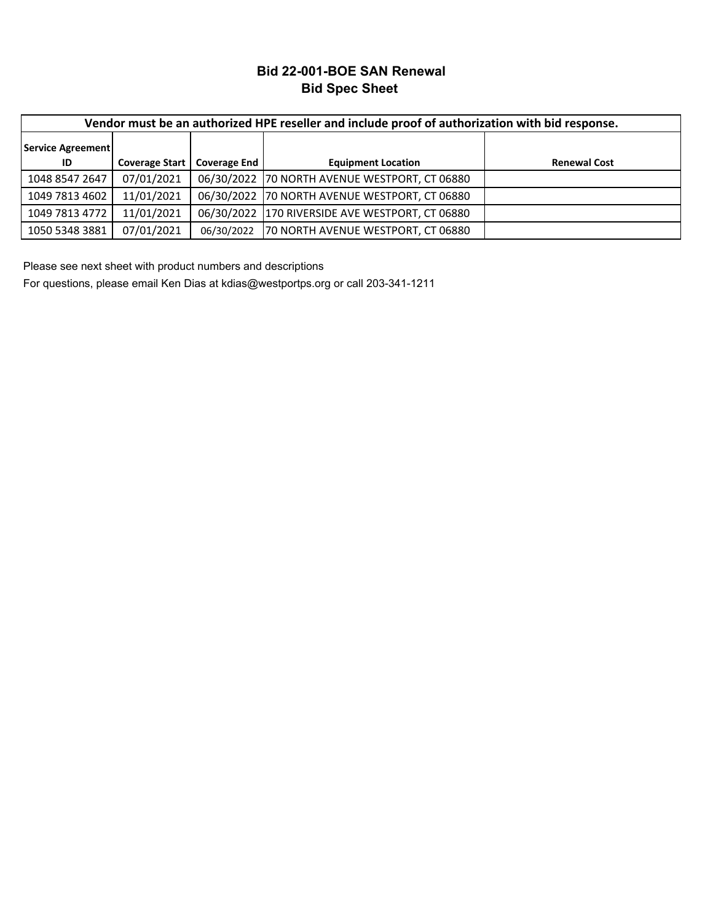# Bid 22-001-BOE SAN Renewal
## Bid Spec Sheet

| Vendor must be an authorized HPE reseller and include proof of authorization with bid response. | | | | |
|---|---|---|---|---|
| **Service Agreement ID** | **Coverage Start** | **Coverage End** | **Equipment Location** | **Renewal Cost** |
| 1048 8547 2647 | 07/01/2021 | 06/30/2022 | 70 NORTH AVENUE WESTPORT, CT 06880 | |
| 1049 7813 4602 | 11/01/2021 | 06/30/2022 | 70 NORTH AVENUE WESTPORT, CT 06880 | |
| 1049 7813 4772 | 11/01/2021 | 06/30/2022 | 170 RIVERSIDE AVE WESTPORT, CT 06880 | |
| 1050 5348 3881 | 07/01/2021 | 06/30/2022 | 70 NORTH AVENUE WESTPORT, CT 06880 | |

Please see next sheet with product numbers and descriptions

For questions, please email Ken Dias at kdias@westportps.org or call 203-341-1211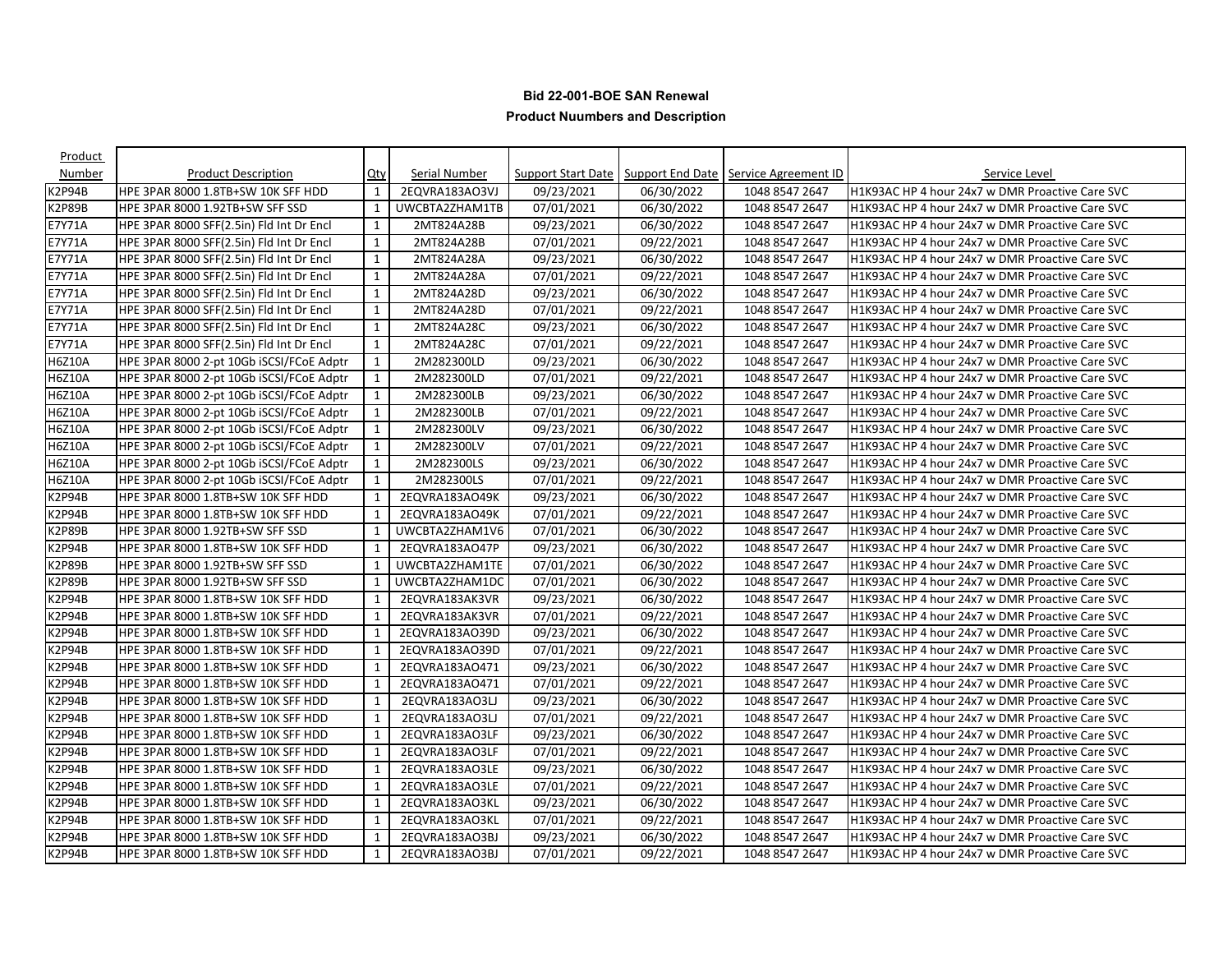**Bid 22-001-BOE SAN Renewal**

**Product Nuumbers and Description**

| Product Number | Product Description | Qty | Serial Number | Support Start Date | Support End Date | Service Agreement ID | Service Level |
|---|---|---|---|---|---|---|---|
| K2P94B | HPE 3PAR 8000 1.8TB+SW 10K SFF HDD | 1 | 2EQVRA183AO3VJ | 09/23/2021 | 06/30/2022 | 1048 8547 2647 | H1K93AC HP 4 hour 24x7 w DMR Proactive Care SVC |
| K2P89B | HPE 3PAR 8000 1.92TB+SW SFF SSD | 1 | UWCBTA2ZHAM1TB | 07/01/2021 | 06/30/2022 | 1048 8547 2647 | H1K93AC HP 4 hour 24x7 w DMR Proactive Care SVC |
| E7Y71A | HPE 3PAR 8000 SFF(2.5in) Fld Int Dr Encl | 1 | 2MT824A28B | 09/23/2021 | 06/30/2022 | 1048 8547 2647 | H1K93AC HP 4 hour 24x7 w DMR Proactive Care SVC |
| E7Y71A | HPE 3PAR 8000 SFF(2.5in) Fld Int Dr Encl | 1 | 2MT824A28B | 07/01/2021 | 09/22/2021 | 1048 8547 2647 | H1K93AC HP 4 hour 24x7 w DMR Proactive Care SVC |
| E7Y71A | HPE 3PAR 8000 SFF(2.5in) Fld Int Dr Encl | 1 | 2MT824A28A | 09/23/2021 | 06/30/2022 | 1048 8547 2647 | H1K93AC HP 4 hour 24x7 w DMR Proactive Care SVC |
| E7Y71A | HPE 3PAR 8000 SFF(2.5in) Fld Int Dr Encl | 1 | 2MT824A28A | 07/01/2021 | 09/22/2021 | 1048 8547 2647 | H1K93AC HP 4 hour 24x7 w DMR Proactive Care SVC |
| E7Y71A | HPE 3PAR 8000 SFF(2.5in) Fld Int Dr Encl | 1 | 2MT824A28D | 09/23/2021 | 06/30/2022 | 1048 8547 2647 | H1K93AC HP 4 hour 24x7 w DMR Proactive Care SVC |
| E7Y71A | HPE 3PAR 8000 SFF(2.5in) Fld Int Dr Encl | 1 | 2MT824A28D | 07/01/2021 | 09/22/2021 | 1048 8547 2647 | H1K93AC HP 4 hour 24x7 w DMR Proactive Care SVC |
| E7Y71A | HPE 3PAR 8000 SFF(2.5in) Fld Int Dr Encl | 1 | 2MT824A28C | 09/23/2021 | 06/30/2022 | 1048 8547 2647 | H1K93AC HP 4 hour 24x7 w DMR Proactive Care SVC |
| E7Y71A | HPE 3PAR 8000 SFF(2.5in) Fld Int Dr Encl | 1 | 2MT824A28C | 07/01/2021 | 09/22/2021 | 1048 8547 2647 | H1K93AC HP 4 hour 24x7 w DMR Proactive Care SVC |
| H6Z10A | HPE 3PAR 8000 2-pt 10Gb iSCSI/FCoE Adptr | 1 | 2M282300LD | 09/23/2021 | 06/30/2022 | 1048 8547 2647 | H1K93AC HP 4 hour 24x7 w DMR Proactive Care SVC |
| H6Z10A | HPE 3PAR 8000 2-pt 10Gb iSCSI/FCoE Adptr | 1 | 2M282300LD | 07/01/2021 | 09/22/2021 | 1048 8547 2647 | H1K93AC HP 4 hour 24x7 w DMR Proactive Care SVC |
| H6Z10A | HPE 3PAR 8000 2-pt 10Gb iSCSI/FCoE Adptr | 1 | 2M282300LB | 09/23/2021 | 06/30/2022 | 1048 8547 2647 | H1K93AC HP 4 hour 24x7 w DMR Proactive Care SVC |
| H6Z10A | HPE 3PAR 8000 2-pt 10Gb iSCSI/FCoE Adptr | 1 | 2M282300LB | 07/01/2021 | 09/22/2021 | 1048 8547 2647 | H1K93AC HP 4 hour 24x7 w DMR Proactive Care SVC |
| H6Z10A | HPE 3PAR 8000 2-pt 10Gb iSCSI/FCoE Adptr | 1 | 2M282300LV | 09/23/2021 | 06/30/2022 | 1048 8547 2647 | H1K93AC HP 4 hour 24x7 w DMR Proactive Care SVC |
| H6Z10A | HPE 3PAR 8000 2-pt 10Gb iSCSI/FCoE Adptr | 1 | 2M282300LV | 07/01/2021 | 09/22/2021 | 1048 8547 2647 | H1K93AC HP 4 hour 24x7 w DMR Proactive Care SVC |
| H6Z10A | HPE 3PAR 8000 2-pt 10Gb iSCSI/FCoE Adptr | 1 | 2M282300LS | 09/23/2021 | 06/30/2022 | 1048 8547 2647 | H1K93AC HP 4 hour 24x7 w DMR Proactive Care SVC |
| H6Z10A | HPE 3PAR 8000 2-pt 10Gb iSCSI/FCoE Adptr | 1 | 2M282300LS | 07/01/2021 | 09/22/2021 | 1048 8547 2647 | H1K93AC HP 4 hour 24x7 w DMR Proactive Care SVC |
| K2P94B | HPE 3PAR 8000 1.8TB+SW 10K SFF HDD | 1 | 2EQVRA183AO49K | 09/23/2021 | 06/30/2022 | 1048 8547 2647 | H1K93AC HP 4 hour 24x7 w DMR Proactive Care SVC |
| K2P94B | HPE 3PAR 8000 1.8TB+SW 10K SFF HDD | 1 | 2EQVRA183AO49K | 07/01/2021 | 09/22/2021 | 1048 8547 2647 | H1K93AC HP 4 hour 24x7 w DMR Proactive Care SVC |
| K2P89B | HPE 3PAR 8000 1.92TB+SW SFF SSD | 1 | UWCBTA2ZHAM1V6 | 07/01/2021 | 06/30/2022 | 1048 8547 2647 | H1K93AC HP 4 hour 24x7 w DMR Proactive Care SVC |
| K2P94B | HPE 3PAR 8000 1.8TB+SW 10K SFF HDD | 1 | 2EQVRA183AO47P | 09/23/2021 | 06/30/2022 | 1048 8547 2647 | H1K93AC HP 4 hour 24x7 w DMR Proactive Care SVC |
| K2P89B | HPE 3PAR 8000 1.92TB+SW SFF SSD | 1 | UWCBTA2ZHAM1TE | 07/01/2021 | 06/30/2022 | 1048 8547 2647 | H1K93AC HP 4 hour 24x7 w DMR Proactive Care SVC |
| K2P89B | HPE 3PAR 8000 1.92TB+SW SFF SSD | 1 | UWCBTA2ZHAM1DC | 07/01/2021 | 06/30/2022 | 1048 8547 2647 | H1K93AC HP 4 hour 24x7 w DMR Proactive Care SVC |
| K2P94B | HPE 3PAR 8000 1.8TB+SW 10K SFF HDD | 1 | 2EQVRA183AK3VR | 09/23/2021 | 06/30/2022 | 1048 8547 2647 | H1K93AC HP 4 hour 24x7 w DMR Proactive Care SVC |
| K2P94B | HPE 3PAR 8000 1.8TB+SW 10K SFF HDD | 1 | 2EQVRA183AK3VR | 07/01/2021 | 09/22/2021 | 1048 8547 2647 | H1K93AC HP 4 hour 24x7 w DMR Proactive Care SVC |
| K2P94B | HPE 3PAR 8000 1.8TB+SW 10K SFF HDD | 1 | 2EQVRA183AO39D | 09/23/2021 | 06/30/2022 | 1048 8547 2647 | H1K93AC HP 4 hour 24x7 w DMR Proactive Care SVC |
| K2P94B | HPE 3PAR 8000 1.8TB+SW 10K SFF HDD | 1 | 2EQVRA183AO39D | 07/01/2021 | 09/22/2021 | 1048 8547 2647 | H1K93AC HP 4 hour 24x7 w DMR Proactive Care SVC |
| K2P94B | HPE 3PAR 8000 1.8TB+SW 10K SFF HDD | 1 | 2EQVRA183AO471 | 09/23/2021 | 06/30/2022 | 1048 8547 2647 | H1K93AC HP 4 hour 24x7 w DMR Proactive Care SVC |
| K2P94B | HPE 3PAR 8000 1.8TB+SW 10K SFF HDD | 1 | 2EQVRA183AO471 | 07/01/2021 | 09/22/2021 | 1048 8547 2647 | H1K93AC HP 4 hour 24x7 w DMR Proactive Care SVC |
| K2P94B | HPE 3PAR 8000 1.8TB+SW 10K SFF HDD | 1 | 2EQVRA183AO3LJ | 09/23/2021 | 06/30/2022 | 1048 8547 2647 | H1K93AC HP 4 hour 24x7 w DMR Proactive Care SVC |
| K2P94B | HPE 3PAR 8000 1.8TB+SW 10K SFF HDD | 1 | 2EQVRA183AO3LJ | 07/01/2021 | 09/22/2021 | 1048 8547 2647 | H1K93AC HP 4 hour 24x7 w DMR Proactive Care SVC |
| K2P94B | HPE 3PAR 8000 1.8TB+SW 10K SFF HDD | 1 | 2EQVRA183AO3LF | 09/23/2021 | 06/30/2022 | 1048 8547 2647 | H1K93AC HP 4 hour 24x7 w DMR Proactive Care SVC |
| K2P94B | HPE 3PAR 8000 1.8TB+SW 10K SFF HDD | 1 | 2EQVRA183AO3LF | 07/01/2021 | 09/22/2021 | 1048 8547 2647 | H1K93AC HP 4 hour 24x7 w DMR Proactive Care SVC |
| K2P94B | HPE 3PAR 8000 1.8TB+SW 10K SFF HDD | 1 | 2EQVRA183AO3LE | 09/23/2021 | 06/30/2022 | 1048 8547 2647 | H1K93AC HP 4 hour 24x7 w DMR Proactive Care SVC |
| K2P94B | HPE 3PAR 8000 1.8TB+SW 10K SFF HDD | 1 | 2EQVRA183AO3LE | 07/01/2021 | 09/22/2021 | 1048 8547 2647 | H1K93AC HP 4 hour 24x7 w DMR Proactive Care SVC |
| K2P94B | HPE 3PAR 8000 1.8TB+SW 10K SFF HDD | 1 | 2EQVRA183AO3KL | 09/23/2021 | 06/30/2022 | 1048 8547 2647 | H1K93AC HP 4 hour 24x7 w DMR Proactive Care SVC |
| K2P94B | HPE 3PAR 8000 1.8TB+SW 10K SFF HDD | 1 | 2EQVRA183AO3KL | 07/01/2021 | 09/22/2021 | 1048 8547 2647 | H1K93AC HP 4 hour 24x7 w DMR Proactive Care SVC |
| K2P94B | HPE 3PAR 8000 1.8TB+SW 10K SFF HDD | 1 | 2EQVRA183AO3BJ | 09/23/2021 | 06/30/2022 | 1048 8547 2647 | H1K93AC HP 4 hour 24x7 w DMR Proactive Care SVC |
| K2P94B | HPE 3PAR 8000 1.8TB+SW 10K SFF HDD | 1 | 2EQVRA183AO3BJ | 07/01/2021 | 09/22/2021 | 1048 8547 2647 | H1K93AC HP 4 hour 24x7 w DMR Proactive Care SVC |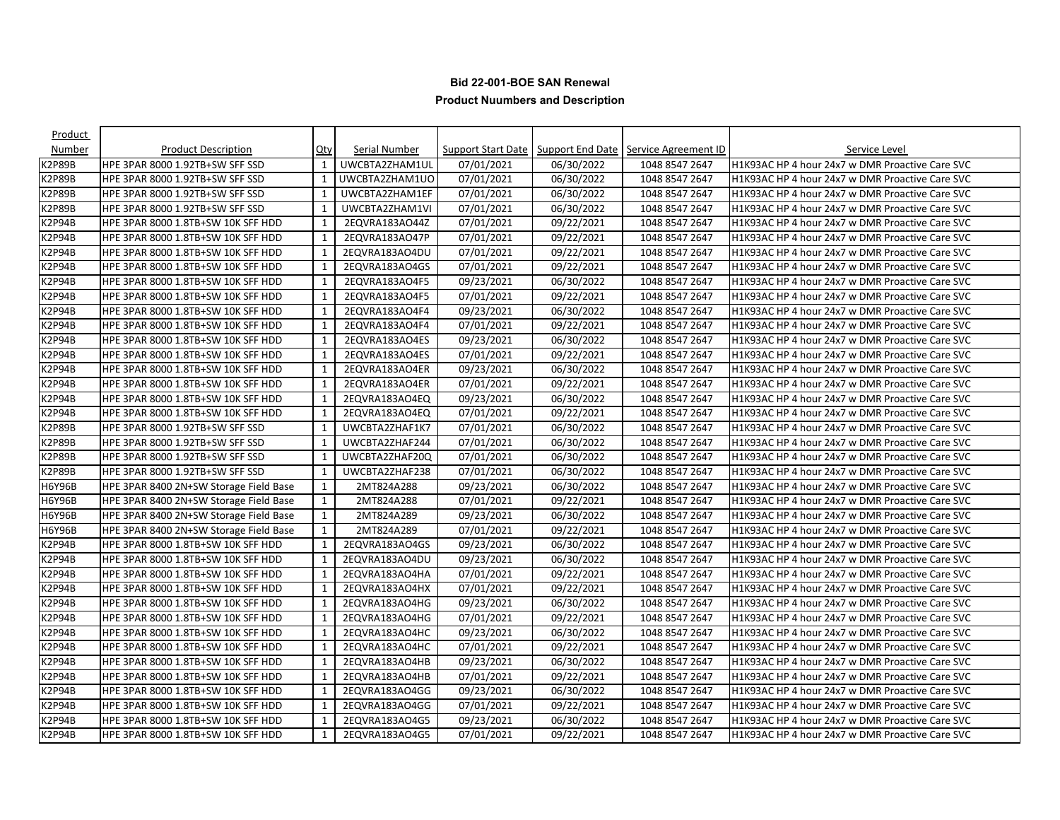**Bid 22-001-BOE SAN Renewal**

**Product Nuumbers and Description**

| Product Number | Product Description | Qty | Serial Number | Support Start Date | Support End Date | Service Agreement ID | Service Level |
|---|---|---|---|---|---|---|---|
| K2P89B | HPE 3PAR 8000 1.92TB+SW SFF SSD | 1 | UWCBTA2ZHAM1UL | 07/01/2021 | 06/30/2022 | 1048 8547 2647 | H1K93AC HP 4 hour 24x7 w DMR Proactive Care SVC |
| K2P89B | HPE 3PAR 8000 1.92TB+SW SFF SSD | 1 | UWCBTA2ZHAM1UO | 07/01/2021 | 06/30/2022 | 1048 8547 2647 | H1K93AC HP 4 hour 24x7 w DMR Proactive Care SVC |
| K2P89B | HPE 3PAR 8000 1.92TB+SW SFF SSD | 1 | UWCBTA2ZHAM1EF | 07/01/2021 | 06/30/2022 | 1048 8547 2647 | H1K93AC HP 4 hour 24x7 w DMR Proactive Care SVC |
| K2P89B | HPE 3PAR 8000 1.92TB+SW SFF SSD | 1 | UWCBTA2ZHAM1VI | 07/01/2021 | 06/30/2022 | 1048 8547 2647 | H1K93AC HP 4 hour 24x7 w DMR Proactive Care SVC |
| K2P94B | HPE 3PAR 8000 1.8TB+SW 10K SFF HDD | 1 | 2EQVRA183AO44Z | 07/01/2021 | 09/22/2021 | 1048 8547 2647 | H1K93AC HP 4 hour 24x7 w DMR Proactive Care SVC |
| K2P94B | HPE 3PAR 8000 1.8TB+SW 10K SFF HDD | 1 | 2EQVRA183AO47P | 07/01/2021 | 09/22/2021 | 1048 8547 2647 | H1K93AC HP 4 hour 24x7 w DMR Proactive Care SVC |
| K2P94B | HPE 3PAR 8000 1.8TB+SW 10K SFF HDD | 1 | 2EQVRA183AO4DU | 07/01/2021 | 09/22/2021 | 1048 8547 2647 | H1K93AC HP 4 hour 24x7 w DMR Proactive Care SVC |
| K2P94B | HPE 3PAR 8000 1.8TB+SW 10K SFF HDD | 1 | 2EQVRA183AO4GS | 07/01/2021 | 09/22/2021 | 1048 8547 2647 | H1K93AC HP 4 hour 24x7 w DMR Proactive Care SVC |
| K2P94B | HPE 3PAR 8000 1.8TB+SW 10K SFF HDD | 1 | 2EQVRA183AO4F5 | 09/23/2021 | 06/30/2022 | 1048 8547 2647 | H1K93AC HP 4 hour 24x7 w DMR Proactive Care SVC |
| K2P94B | HPE 3PAR 8000 1.8TB+SW 10K SFF HDD | 1 | 2EQVRA183AO4F5 | 07/01/2021 | 09/22/2021 | 1048 8547 2647 | H1K93AC HP 4 hour 24x7 w DMR Proactive Care SVC |
| K2P94B | HPE 3PAR 8000 1.8TB+SW 10K SFF HDD | 1 | 2EQVRA183AO4F4 | 09/23/2021 | 06/30/2022 | 1048 8547 2647 | H1K93AC HP 4 hour 24x7 w DMR Proactive Care SVC |
| K2P94B | HPE 3PAR 8000 1.8TB+SW 10K SFF HDD | 1 | 2EQVRA183AO4F4 | 07/01/2021 | 09/22/2021 | 1048 8547 2647 | H1K93AC HP 4 hour 24x7 w DMR Proactive Care SVC |
| K2P94B | HPE 3PAR 8000 1.8TB+SW 10K SFF HDD | 1 | 2EQVRA183AO4ES | 09/23/2021 | 06/30/2022 | 1048 8547 2647 | H1K93AC HP 4 hour 24x7 w DMR Proactive Care SVC |
| K2P94B | HPE 3PAR 8000 1.8TB+SW 10K SFF HDD | 1 | 2EQVRA183AO4ES | 07/01/2021 | 09/22/2021 | 1048 8547 2647 | H1K93AC HP 4 hour 24x7 w DMR Proactive Care SVC |
| K2P94B | HPE 3PAR 8000 1.8TB+SW 10K SFF HDD | 1 | 2EQVRA183AO4ER | 09/23/2021 | 06/30/2022 | 1048 8547 2647 | H1K93AC HP 4 hour 24x7 w DMR Proactive Care SVC |
| K2P94B | HPE 3PAR 8000 1.8TB+SW 10K SFF HDD | 1 | 2EQVRA183AO4ER | 07/01/2021 | 09/22/2021 | 1048 8547 2647 | H1K93AC HP 4 hour 24x7 w DMR Proactive Care SVC |
| K2P94B | HPE 3PAR 8000 1.8TB+SW 10K SFF HDD | 1 | 2EQVRA183AO4EQ | 09/23/2021 | 06/30/2022 | 1048 8547 2647 | H1K93AC HP 4 hour 24x7 w DMR Proactive Care SVC |
| K2P94B | HPE 3PAR 8000 1.8TB+SW 10K SFF HDD | 1 | 2EQVRA183AO4EQ | 07/01/2021 | 09/22/2021 | 1048 8547 2647 | H1K93AC HP 4 hour 24x7 w DMR Proactive Care SVC |
| K2P89B | HPE 3PAR 8000 1.92TB+SW SFF SSD | 1 | UWCBTA2ZHAF1K7 | 07/01/2021 | 06/30/2022 | 1048 8547 2647 | H1K93AC HP 4 hour 24x7 w DMR Proactive Care SVC |
| K2P89B | HPE 3PAR 8000 1.92TB+SW SFF SSD | 1 | UWCBTA2ZHAF244 | 07/01/2021 | 06/30/2022 | 1048 8547 2647 | H1K93AC HP 4 hour 24x7 w DMR Proactive Care SVC |
| K2P89B | HPE 3PAR 8000 1.92TB+SW SFF SSD | 1 | UWCBTA2ZHAF20Q | 07/01/2021 | 06/30/2022 | 1048 8547 2647 | H1K93AC HP 4 hour 24x7 w DMR Proactive Care SVC |
| K2P89B | HPE 3PAR 8000 1.92TB+SW SFF SSD | 1 | UWCBTA2ZHAF238 | 07/01/2021 | 06/30/2022 | 1048 8547 2647 | H1K93AC HP 4 hour 24x7 w DMR Proactive Care SVC |
| H6Y96B | HPE 3PAR 8400 2N+SW Storage Field Base | 1 | 2MT824A288 | 09/23/2021 | 06/30/2022 | 1048 8547 2647 | H1K93AC HP 4 hour 24x7 w DMR Proactive Care SVC |
| H6Y96B | HPE 3PAR 8400 2N+SW Storage Field Base | 1 | 2MT824A288 | 07/01/2021 | 09/22/2021 | 1048 8547 2647 | H1K93AC HP 4 hour 24x7 w DMR Proactive Care SVC |
| H6Y96B | HPE 3PAR 8400 2N+SW Storage Field Base | 1 | 2MT824A289 | 09/23/2021 | 06/30/2022 | 1048 8547 2647 | H1K93AC HP 4 hour 24x7 w DMR Proactive Care SVC |
| H6Y96B | HPE 3PAR 8400 2N+SW Storage Field Base | 1 | 2MT824A289 | 07/01/2021 | 09/22/2021 | 1048 8547 2647 | H1K93AC HP 4 hour 24x7 w DMR Proactive Care SVC |
| K2P94B | HPE 3PAR 8000 1.8TB+SW 10K SFF HDD | 1 | 2EQVRA183AO4GS | 09/23/2021 | 06/30/2022 | 1048 8547 2647 | H1K93AC HP 4 hour 24x7 w DMR Proactive Care SVC |
| K2P94B | HPE 3PAR 8000 1.8TB+SW 10K SFF HDD | 1 | 2EQVRA183AO4DU | 09/23/2021 | 06/30/2022 | 1048 8547 2647 | H1K93AC HP 4 hour 24x7 w DMR Proactive Care SVC |
| K2P94B | HPE 3PAR 8000 1.8TB+SW 10K SFF HDD | 1 | 2EQVRA183AO4HA | 07/01/2021 | 09/22/2021 | 1048 8547 2647 | H1K93AC HP 4 hour 24x7 w DMR Proactive Care SVC |
| K2P94B | HPE 3PAR 8000 1.8TB+SW 10K SFF HDD | 1 | 2EQVRA183AO4HX | 07/01/2021 | 09/22/2021 | 1048 8547 2647 | H1K93AC HP 4 hour 24x7 w DMR Proactive Care SVC |
| K2P94B | HPE 3PAR 8000 1.8TB+SW 10K SFF HDD | 1 | 2EQVRA183AO4HG | 09/23/2021 | 06/30/2022 | 1048 8547 2647 | H1K93AC HP 4 hour 24x7 w DMR Proactive Care SVC |
| K2P94B | HPE 3PAR 8000 1.8TB+SW 10K SFF HDD | 1 | 2EQVRA183AO4HG | 07/01/2021 | 09/22/2021 | 1048 8547 2647 | H1K93AC HP 4 hour 24x7 w DMR Proactive Care SVC |
| K2P94B | HPE 3PAR 8000 1.8TB+SW 10K SFF HDD | 1 | 2EQVRA183AO4HC | 09/23/2021 | 06/30/2022 | 1048 8547 2647 | H1K93AC HP 4 hour 24x7 w DMR Proactive Care SVC |
| K2P94B | HPE 3PAR 8000 1.8TB+SW 10K SFF HDD | 1 | 2EQVRA183AO4HC | 07/01/2021 | 09/22/2021 | 1048 8547 2647 | H1K93AC HP 4 hour 24x7 w DMR Proactive Care SVC |
| K2P94B | HPE 3PAR 8000 1.8TB+SW 10K SFF HDD | 1 | 2EQVRA183AO4HB | 09/23/2021 | 06/30/2022 | 1048 8547 2647 | H1K93AC HP 4 hour 24x7 w DMR Proactive Care SVC |
| K2P94B | HPE 3PAR 8000 1.8TB+SW 10K SFF HDD | 1 | 2EQVRA183AO4HB | 07/01/2021 | 09/22/2021 | 1048 8547 2647 | H1K93AC HP 4 hour 24x7 w DMR Proactive Care SVC |
| K2P94B | HPE 3PAR 8000 1.8TB+SW 10K SFF HDD | 1 | 2EQVRA183AO4GG | 09/23/2021 | 06/30/2022 | 1048 8547 2647 | H1K93AC HP 4 hour 24x7 w DMR Proactive Care SVC |
| K2P94B | HPE 3PAR 8000 1.8TB+SW 10K SFF HDD | 1 | 2EQVRA183AO4GG | 07/01/2021 | 09/22/2021 | 1048 8547 2647 | H1K93AC HP 4 hour 24x7 w DMR Proactive Care SVC |
| K2P94B | HPE 3PAR 8000 1.8TB+SW 10K SFF HDD | 1 | 2EQVRA183AO4G5 | 09/23/2021 | 06/30/2022 | 1048 8547 2647 | H1K93AC HP 4 hour 24x7 w DMR Proactive Care SVC |
| K2P94B | HPE 3PAR 8000 1.8TB+SW 10K SFF HDD | 1 | 2EQVRA183AO4G5 | 07/01/2021 | 09/22/2021 | 1048 8547 2647 | H1K93AC HP 4 hour 24x7 w DMR Proactive Care SVC |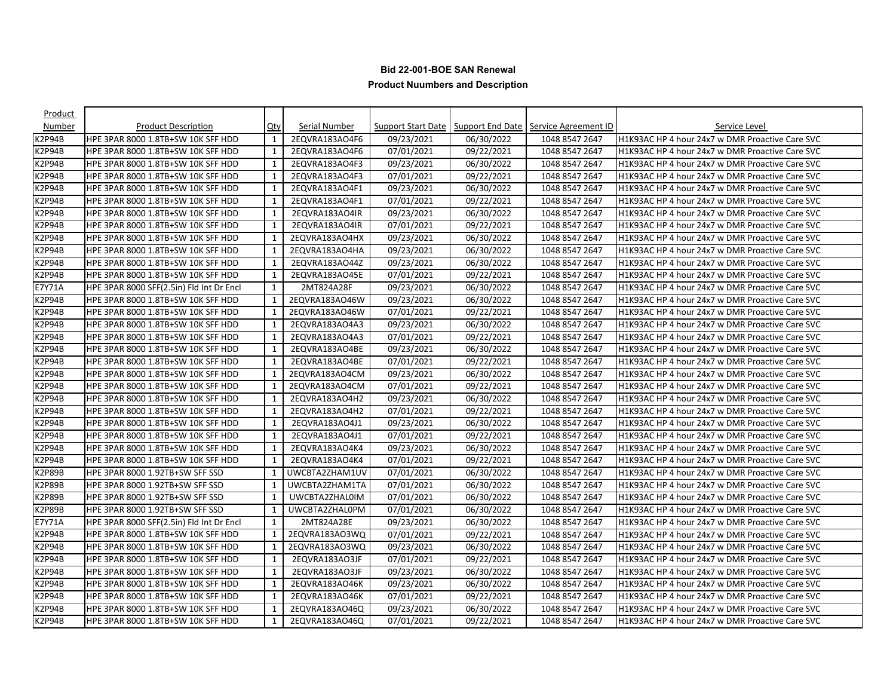**Bid 22-001-BOE SAN Renewal**

**Product Nuumbers and Description**

| Product Number | Product Description | Qty | Serial Number | Support Start Date | Support End Date | Service Agreement ID | Service Level |
|---|---|---|---|---|---|---|---|
| K2P94B | HPE 3PAR 8000 1.8TB+SW 10K SFF HDD | 1 | 2EQVRA183AO4F6 | 09/23/2021 | 06/30/2022 | 1048 8547 2647 | H1K93AC HP 4 hour 24x7 w DMR Proactive Care SVC |
| K2P94B | HPE 3PAR 8000 1.8TB+SW 10K SFF HDD | 1 | 2EQVRA183AO4F6 | 07/01/2021 | 09/22/2021 | 1048 8547 2647 | H1K93AC HP 4 hour 24x7 w DMR Proactive Care SVC |
| K2P94B | HPE 3PAR 8000 1.8TB+SW 10K SFF HDD | 1 | 2EQVRA183AO4F3 | 09/23/2021 | 06/30/2022 | 1048 8547 2647 | H1K93AC HP 4 hour 24x7 w DMR Proactive Care SVC |
| K2P94B | HPE 3PAR 8000 1.8TB+SW 10K SFF HDD | 1 | 2EQVRA183AO4F3 | 07/01/2021 | 09/22/2021 | 1048 8547 2647 | H1K93AC HP 4 hour 24x7 w DMR Proactive Care SVC |
| K2P94B | HPE 3PAR 8000 1.8TB+SW 10K SFF HDD | 1 | 2EQVRA183AO4F1 | 09/23/2021 | 06/30/2022 | 1048 8547 2647 | H1K93AC HP 4 hour 24x7 w DMR Proactive Care SVC |
| K2P94B | HPE 3PAR 8000 1.8TB+SW 10K SFF HDD | 1 | 2EQVRA183AO4F1 | 07/01/2021 | 09/22/2021 | 1048 8547 2647 | H1K93AC HP 4 hour 24x7 w DMR Proactive Care SVC |
| K2P94B | HPE 3PAR 8000 1.8TB+SW 10K SFF HDD | 1 | 2EQVRA183AO4IR | 09/23/2021 | 06/30/2022 | 1048 8547 2647 | H1K93AC HP 4 hour 24x7 w DMR Proactive Care SVC |
| K2P94B | HPE 3PAR 8000 1.8TB+SW 10K SFF HDD | 1 | 2EQVRA183AO4IR | 07/01/2021 | 09/22/2021 | 1048 8547 2647 | H1K93AC HP 4 hour 24x7 w DMR Proactive Care SVC |
| K2P94B | HPE 3PAR 8000 1.8TB+SW 10K SFF HDD | 1 | 2EQVRA183AO4HX | 09/23/2021 | 06/30/2022 | 1048 8547 2647 | H1K93AC HP 4 hour 24x7 w DMR Proactive Care SVC |
| K2P94B | HPE 3PAR 8000 1.8TB+SW 10K SFF HDD | 1 | 2EQVRA183AO4HA | 09/23/2021 | 06/30/2022 | 1048 8547 2647 | H1K93AC HP 4 hour 24x7 w DMR Proactive Care SVC |
| K2P94B | HPE 3PAR 8000 1.8TB+SW 10K SFF HDD | 1 | 2EQVRA183AO44Z | 09/23/2021 | 06/30/2022 | 1048 8547 2647 | H1K93AC HP 4 hour 24x7 w DMR Proactive Care SVC |
| K2P94B | HPE 3PAR 8000 1.8TB+SW 10K SFF HDD | 1 | 2EQVRA183AO45E | 07/01/2021 | 09/22/2021 | 1048 8547 2647 | H1K93AC HP 4 hour 24x7 w DMR Proactive Care SVC |
| E7Y71A | HPE 3PAR 8000 SFF(2.5in) Fld Int Dr Encl | 1 | 2MT824A28F | 09/23/2021 | 06/30/2022 | 1048 8547 2647 | H1K93AC HP 4 hour 24x7 w DMR Proactive Care SVC |
| K2P94B | HPE 3PAR 8000 1.8TB+SW 10K SFF HDD | 1 | 2EQVRA183AO46W | 09/23/2021 | 06/30/2022 | 1048 8547 2647 | H1K93AC HP 4 hour 24x7 w DMR Proactive Care SVC |
| K2P94B | HPE 3PAR 8000 1.8TB+SW 10K SFF HDD | 1 | 2EQVRA183AO46W | 07/01/2021 | 09/22/2021 | 1048 8547 2647 | H1K93AC HP 4 hour 24x7 w DMR Proactive Care SVC |
| K2P94B | HPE 3PAR 8000 1.8TB+SW 10K SFF HDD | 1 | 2EQVRA183AO4A3 | 09/23/2021 | 06/30/2022 | 1048 8547 2647 | H1K93AC HP 4 hour 24x7 w DMR Proactive Care SVC |
| K2P94B | HPE 3PAR 8000 1.8TB+SW 10K SFF HDD | 1 | 2EQVRA183AO4A3 | 07/01/2021 | 09/22/2021 | 1048 8547 2647 | H1K93AC HP 4 hour 24x7 w DMR Proactive Care SVC |
| K2P94B | HPE 3PAR 8000 1.8TB+SW 10K SFF HDD | 1 | 2EQVRA183AO4BE | 09/23/2021 | 06/30/2022 | 1048 8547 2647 | H1K93AC HP 4 hour 24x7 w DMR Proactive Care SVC |
| K2P94B | HPE 3PAR 8000 1.8TB+SW 10K SFF HDD | 1 | 2EQVRA183AO4BE | 07/01/2021 | 09/22/2021 | 1048 8547 2647 | H1K93AC HP 4 hour 24x7 w DMR Proactive Care SVC |
| K2P94B | HPE 3PAR 8000 1.8TB+SW 10K SFF HDD | 1 | 2EQVRA183AO4CM | 09/23/2021 | 06/30/2022 | 1048 8547 2647 | H1K93AC HP 4 hour 24x7 w DMR Proactive Care SVC |
| K2P94B | HPE 3PAR 8000 1.8TB+SW 10K SFF HDD | 1 | 2EQVRA183AO4CM | 07/01/2021 | 09/22/2021 | 1048 8547 2647 | H1K93AC HP 4 hour 24x7 w DMR Proactive Care SVC |
| K2P94B | HPE 3PAR 8000 1.8TB+SW 10K SFF HDD | 1 | 2EQVRA183AO4H2 | 09/23/2021 | 06/30/2022 | 1048 8547 2647 | H1K93AC HP 4 hour 24x7 w DMR Proactive Care SVC |
| K2P94B | HPE 3PAR 8000 1.8TB+SW 10K SFF HDD | 1 | 2EQVRA183AO4H2 | 07/01/2021 | 09/22/2021 | 1048 8547 2647 | H1K93AC HP 4 hour 24x7 w DMR Proactive Care SVC |
| K2P94B | HPE 3PAR 8000 1.8TB+SW 10K SFF HDD | 1 | 2EQVRA183AO4J1 | 09/23/2021 | 06/30/2022 | 1048 8547 2647 | H1K93AC HP 4 hour 24x7 w DMR Proactive Care SVC |
| K2P94B | HPE 3PAR 8000 1.8TB+SW 10K SFF HDD | 1 | 2EQVRA183AO4J1 | 07/01/2021 | 09/22/2021 | 1048 8547 2647 | H1K93AC HP 4 hour 24x7 w DMR Proactive Care SVC |
| K2P94B | HPE 3PAR 8000 1.8TB+SW 10K SFF HDD | 1 | 2EQVRA183AO4K4 | 09/23/2021 | 06/30/2022 | 1048 8547 2647 | H1K93AC HP 4 hour 24x7 w DMR Proactive Care SVC |
| K2P94B | HPE 3PAR 8000 1.8TB+SW 10K SFF HDD | 1 | 2EQVRA183AO4K4 | 07/01/2021 | 09/22/2021 | 1048 8547 2647 | H1K93AC HP 4 hour 24x7 w DMR Proactive Care SVC |
| K2P89B | HPE 3PAR 8000 1.92TB+SW SFF SSD | 1 | UWCBTA2ZHAM1UV | 07/01/2021 | 06/30/2022 | 1048 8547 2647 | H1K93AC HP 4 hour 24x7 w DMR Proactive Care SVC |
| K2P89B | HPE 3PAR 8000 1.92TB+SW SFF SSD | 1 | UWCBTA2ZHAM1TA | 07/01/2021 | 06/30/2022 | 1048 8547 2647 | H1K93AC HP 4 hour 24x7 w DMR Proactive Care SVC |
| K2P89B | HPE 3PAR 8000 1.92TB+SW SFF SSD | 1 | UWCBTA2ZHAL0IM | 07/01/2021 | 06/30/2022 | 1048 8547 2647 | H1K93AC HP 4 hour 24x7 w DMR Proactive Care SVC |
| K2P89B | HPE 3PAR 8000 1.92TB+SW SFF SSD | 1 | UWCBTA2ZHAL0PM | 07/01/2021 | 06/30/2022 | 1048 8547 2647 | H1K93AC HP 4 hour 24x7 w DMR Proactive Care SVC |
| E7Y71A | HPE 3PAR 8000 SFF(2.5in) Fld Int Dr Encl | 1 | 2MT824A28E | 09/23/2021 | 06/30/2022 | 1048 8547 2647 | H1K93AC HP 4 hour 24x7 w DMR Proactive Care SVC |
| K2P94B | HPE 3PAR 8000 1.8TB+SW 10K SFF HDD | 1 | 2EQVRA183AO3WQ | 07/01/2021 | 09/22/2021 | 1048 8547 2647 | H1K93AC HP 4 hour 24x7 w DMR Proactive Care SVC |
| K2P94B | HPE 3PAR 8000 1.8TB+SW 10K SFF HDD | 1 | 2EQVRA183AO3WQ | 09/23/2021 | 06/30/2022 | 1048 8547 2647 | H1K93AC HP 4 hour 24x7 w DMR Proactive Care SVC |
| K2P94B | HPE 3PAR 8000 1.8TB+SW 10K SFF HDD | 1 | 2EQVRA183AO3JF | 07/01/2021 | 09/22/2021 | 1048 8547 2647 | H1K93AC HP 4 hour 24x7 w DMR Proactive Care SVC |
| K2P94B | HPE 3PAR 8000 1.8TB+SW 10K SFF HDD | 1 | 2EQVRA183AO3JF | 09/23/2021 | 06/30/2022 | 1048 8547 2647 | H1K93AC HP 4 hour 24x7 w DMR Proactive Care SVC |
| K2P94B | HPE 3PAR 8000 1.8TB+SW 10K SFF HDD | 1 | 2EQVRA183AO46K | 09/23/2021 | 06/30/2022 | 1048 8547 2647 | H1K93AC HP 4 hour 24x7 w DMR Proactive Care SVC |
| K2P94B | HPE 3PAR 8000 1.8TB+SW 10K SFF HDD | 1 | 2EQVRA183AO46K | 07/01/2021 | 09/22/2021 | 1048 8547 2647 | H1K93AC HP 4 hour 24x7 w DMR Proactive Care SVC |
| K2P94B | HPE 3PAR 8000 1.8TB+SW 10K SFF HDD | 1 | 2EQVRA183AO46Q | 09/23/2021 | 06/30/2022 | 1048 8547 2647 | H1K93AC HP 4 hour 24x7 w DMR Proactive Care SVC |
| K2P94B | HPE 3PAR 8000 1.8TB+SW 10K SFF HDD | 1 | 2EQVRA183AO46Q | 07/01/2021 | 09/22/2021 | 1048 8547 2647 | H1K93AC HP 4 hour 24x7 w DMR Proactive Care SVC |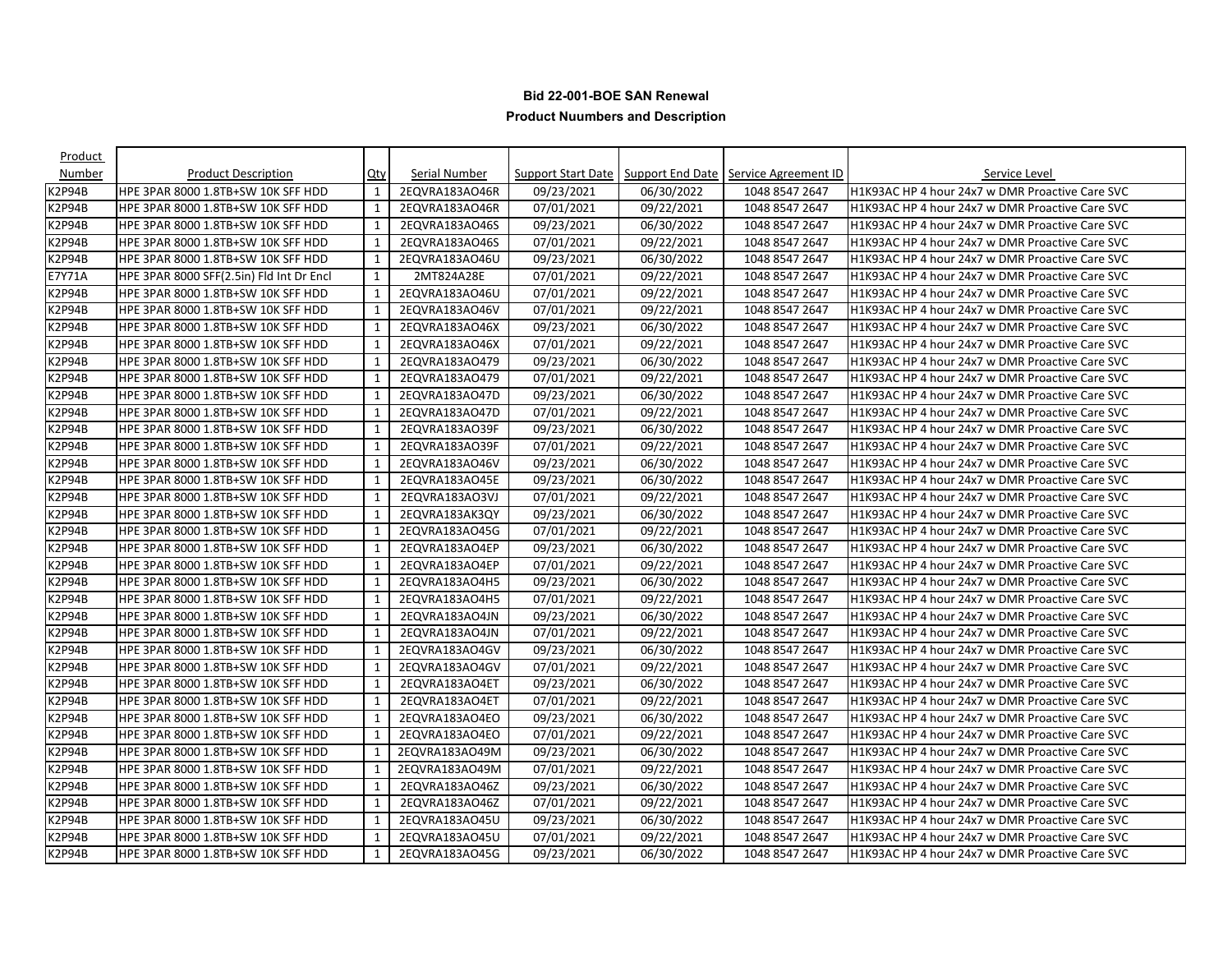**Bid 22-001-BOE SAN Renewal**

**Product Nuumbers and Description**

| Product Number | Product Description | Qty | Serial Number | Support Start Date | Support End Date | Service Agreement ID | Service Level |
|---|---|---|---|---|---|---|---|
| K2P94B | HPE 3PAR 8000 1.8TB+SW 10K SFF HDD | 1 | 2EQVRA183AO46R | 09/23/2021 | 06/30/2022 | 1048 8547 2647 | H1K93AC HP 4 hour 24x7 w DMR Proactive Care SVC |
| K2P94B | HPE 3PAR 8000 1.8TB+SW 10K SFF HDD | 1 | 2EQVRA183AO46R | 07/01/2021 | 09/22/2021 | 1048 8547 2647 | H1K93AC HP 4 hour 24x7 w DMR Proactive Care SVC |
| K2P94B | HPE 3PAR 8000 1.8TB+SW 10K SFF HDD | 1 | 2EQVRA183AO46S | 09/23/2021 | 06/30/2022 | 1048 8547 2647 | H1K93AC HP 4 hour 24x7 w DMR Proactive Care SVC |
| K2P94B | HPE 3PAR 8000 1.8TB+SW 10K SFF HDD | 1 | 2EQVRA183AO46S | 07/01/2021 | 09/22/2021 | 1048 8547 2647 | H1K93AC HP 4 hour 24x7 w DMR Proactive Care SVC |
| K2P94B | HPE 3PAR 8000 1.8TB+SW 10K SFF HDD | 1 | 2EQVRA183AO46U | 09/23/2021 | 06/30/2022 | 1048 8547 2647 | H1K93AC HP 4 hour 24x7 w DMR Proactive Care SVC |
| E7Y71A | HPE 3PAR 8000 SFF(2.5in) Fld Int Dr Encl | 1 | 2MT824A28E | 07/01/2021 | 09/22/2021 | 1048 8547 2647 | H1K93AC HP 4 hour 24x7 w DMR Proactive Care SVC |
| K2P94B | HPE 3PAR 8000 1.8TB+SW 10K SFF HDD | 1 | 2EQVRA183AO46U | 07/01/2021 | 09/22/2021 | 1048 8547 2647 | H1K93AC HP 4 hour 24x7 w DMR Proactive Care SVC |
| K2P94B | HPE 3PAR 8000 1.8TB+SW 10K SFF HDD | 1 | 2EQVRA183AO46V | 07/01/2021 | 09/22/2021 | 1048 8547 2647 | H1K93AC HP 4 hour 24x7 w DMR Proactive Care SVC |
| K2P94B | HPE 3PAR 8000 1.8TB+SW 10K SFF HDD | 1 | 2EQVRA183AO46X | 09/23/2021 | 06/30/2022 | 1048 8547 2647 | H1K93AC HP 4 hour 24x7 w DMR Proactive Care SVC |
| K2P94B | HPE 3PAR 8000 1.8TB+SW 10K SFF HDD | 1 | 2EQVRA183AO46X | 07/01/2021 | 09/22/2021 | 1048 8547 2647 | H1K93AC HP 4 hour 24x7 w DMR Proactive Care SVC |
| K2P94B | HPE 3PAR 8000 1.8TB+SW 10K SFF HDD | 1 | 2EQVRA183AO479 | 09/23/2021 | 06/30/2022 | 1048 8547 2647 | H1K93AC HP 4 hour 24x7 w DMR Proactive Care SVC |
| K2P94B | HPE 3PAR 8000 1.8TB+SW 10K SFF HDD | 1 | 2EQVRA183AO479 | 07/01/2021 | 09/22/2021 | 1048 8547 2647 | H1K93AC HP 4 hour 24x7 w DMR Proactive Care SVC |
| K2P94B | HPE 3PAR 8000 1.8TB+SW 10K SFF HDD | 1 | 2EQVRA183AO47D | 09/23/2021 | 06/30/2022 | 1048 8547 2647 | H1K93AC HP 4 hour 24x7 w DMR Proactive Care SVC |
| K2P94B | HPE 3PAR 8000 1.8TB+SW 10K SFF HDD | 1 | 2EQVRA183AO47D | 07/01/2021 | 09/22/2021 | 1048 8547 2647 | H1K93AC HP 4 hour 24x7 w DMR Proactive Care SVC |
| K2P94B | HPE 3PAR 8000 1.8TB+SW 10K SFF HDD | 1 | 2EQVRA183AO39F | 09/23/2021 | 06/30/2022 | 1048 8547 2647 | H1K93AC HP 4 hour 24x7 w DMR Proactive Care SVC |
| K2P94B | HPE 3PAR 8000 1.8TB+SW 10K SFF HDD | 1 | 2EQVRA183AO39F | 07/01/2021 | 09/22/2021 | 1048 8547 2647 | H1K93AC HP 4 hour 24x7 w DMR Proactive Care SVC |
| K2P94B | HPE 3PAR 8000 1.8TB+SW 10K SFF HDD | 1 | 2EQVRA183AO46V | 09/23/2021 | 06/30/2022 | 1048 8547 2647 | H1K93AC HP 4 hour 24x7 w DMR Proactive Care SVC |
| K2P94B | HPE 3PAR 8000 1.8TB+SW 10K SFF HDD | 1 | 2EQVRA183AO45E | 09/23/2021 | 06/30/2022 | 1048 8547 2647 | H1K93AC HP 4 hour 24x7 w DMR Proactive Care SVC |
| K2P94B | HPE 3PAR 8000 1.8TB+SW 10K SFF HDD | 1 | 2EQVRA183AO3VJ | 07/01/2021 | 09/22/2021 | 1048 8547 2647 | H1K93AC HP 4 hour 24x7 w DMR Proactive Care SVC |
| K2P94B | HPE 3PAR 8000 1.8TB+SW 10K SFF HDD | 1 | 2EQVRA183AK3QY | 09/23/2021 | 06/30/2022 | 1048 8547 2647 | H1K93AC HP 4 hour 24x7 w DMR Proactive Care SVC |
| K2P94B | HPE 3PAR 8000 1.8TB+SW 10K SFF HDD | 1 | 2EQVRA183AO45G | 07/01/2021 | 09/22/2021 | 1048 8547 2647 | H1K93AC HP 4 hour 24x7 w DMR Proactive Care SVC |
| K2P94B | HPE 3PAR 8000 1.8TB+SW 10K SFF HDD | 1 | 2EQVRA183AO4EP | 09/23/2021 | 06/30/2022 | 1048 8547 2647 | H1K93AC HP 4 hour 24x7 w DMR Proactive Care SVC |
| K2P94B | HPE 3PAR 8000 1.8TB+SW 10K SFF HDD | 1 | 2EQVRA183AO4EP | 07/01/2021 | 09/22/2021 | 1048 8547 2647 | H1K93AC HP 4 hour 24x7 w DMR Proactive Care SVC |
| K2P94B | HPE 3PAR 8000 1.8TB+SW 10K SFF HDD | 1 | 2EQVRA183AO4H5 | 09/23/2021 | 06/30/2022 | 1048 8547 2647 | H1K93AC HP 4 hour 24x7 w DMR Proactive Care SVC |
| K2P94B | HPE 3PAR 8000 1.8TB+SW 10K SFF HDD | 1 | 2EQVRA183AO4H5 | 07/01/2021 | 09/22/2021 | 1048 8547 2647 | H1K93AC HP 4 hour 24x7 w DMR Proactive Care SVC |
| K2P94B | HPE 3PAR 8000 1.8TB+SW 10K SFF HDD | 1 | 2EQVRA183AO4JN | 09/23/2021 | 06/30/2022 | 1048 8547 2647 | H1K93AC HP 4 hour 24x7 w DMR Proactive Care SVC |
| K2P94B | HPE 3PAR 8000 1.8TB+SW 10K SFF HDD | 1 | 2EQVRA183AO4JN | 07/01/2021 | 09/22/2021 | 1048 8547 2647 | H1K93AC HP 4 hour 24x7 w DMR Proactive Care SVC |
| K2P94B | HPE 3PAR 8000 1.8TB+SW 10K SFF HDD | 1 | 2EQVRA183AO4GV | 09/23/2021 | 06/30/2022 | 1048 8547 2647 | H1K93AC HP 4 hour 24x7 w DMR Proactive Care SVC |
| K2P94B | HPE 3PAR 8000 1.8TB+SW 10K SFF HDD | 1 | 2EQVRA183AO4GV | 07/01/2021 | 09/22/2021 | 1048 8547 2647 | H1K93AC HP 4 hour 24x7 w DMR Proactive Care SVC |
| K2P94B | HPE 3PAR 8000 1.8TB+SW 10K SFF HDD | 1 | 2EQVRA183AO4ET | 09/23/2021 | 06/30/2022 | 1048 8547 2647 | H1K93AC HP 4 hour 24x7 w DMR Proactive Care SVC |
| K2P94B | HPE 3PAR 8000 1.8TB+SW 10K SFF HDD | 1 | 2EQVRA183AO4ET | 07/01/2021 | 09/22/2021 | 1048 8547 2647 | H1K93AC HP 4 hour 24x7 w DMR Proactive Care SVC |
| K2P94B | HPE 3PAR 8000 1.8TB+SW 10K SFF HDD | 1 | 2EQVRA183AO4EO | 09/23/2021 | 06/30/2022 | 1048 8547 2647 | H1K93AC HP 4 hour 24x7 w DMR Proactive Care SVC |
| K2P94B | HPE 3PAR 8000 1.8TB+SW 10K SFF HDD | 1 | 2EQVRA183AO4EO | 07/01/2021 | 09/22/2021 | 1048 8547 2647 | H1K93AC HP 4 hour 24x7 w DMR Proactive Care SVC |
| K2P94B | HPE 3PAR 8000 1.8TB+SW 10K SFF HDD | 1 | 2EQVRA183AO49M | 09/23/2021 | 06/30/2022 | 1048 8547 2647 | H1K93AC HP 4 hour 24x7 w DMR Proactive Care SVC |
| K2P94B | HPE 3PAR 8000 1.8TB+SW 10K SFF HDD | 1 | 2EQVRA183AO49M | 07/01/2021 | 09/22/2021 | 1048 8547 2647 | H1K93AC HP 4 hour 24x7 w DMR Proactive Care SVC |
| K2P94B | HPE 3PAR 8000 1.8TB+SW 10K SFF HDD | 1 | 2EQVRA183AO46Z | 09/23/2021 | 06/30/2022 | 1048 8547 2647 | H1K93AC HP 4 hour 24x7 w DMR Proactive Care SVC |
| K2P94B | HPE 3PAR 8000 1.8TB+SW 10K SFF HDD | 1 | 2EQVRA183AO46Z | 07/01/2021 | 09/22/2021 | 1048 8547 2647 | H1K93AC HP 4 hour 24x7 w DMR Proactive Care SVC |
| K2P94B | HPE 3PAR 8000 1.8TB+SW 10K SFF HDD | 1 | 2EQVRA183AO45U | 09/23/2021 | 06/30/2022 | 1048 8547 2647 | H1K93AC HP 4 hour 24x7 w DMR Proactive Care SVC |
| K2P94B | HPE 3PAR 8000 1.8TB+SW 10K SFF HDD | 1 | 2EQVRA183AO45U | 07/01/2021 | 09/22/2021 | 1048 8547 2647 | H1K93AC HP 4 hour 24x7 w DMR Proactive Care SVC |
| K2P94B | HPE 3PAR 8000 1.8TB+SW 10K SFF HDD | 1 | 2EQVRA183AO45G | 09/23/2021 | 06/30/2022 | 1048 8547 2647 | H1K93AC HP 4 hour 24x7 w DMR Proactive Care SVC |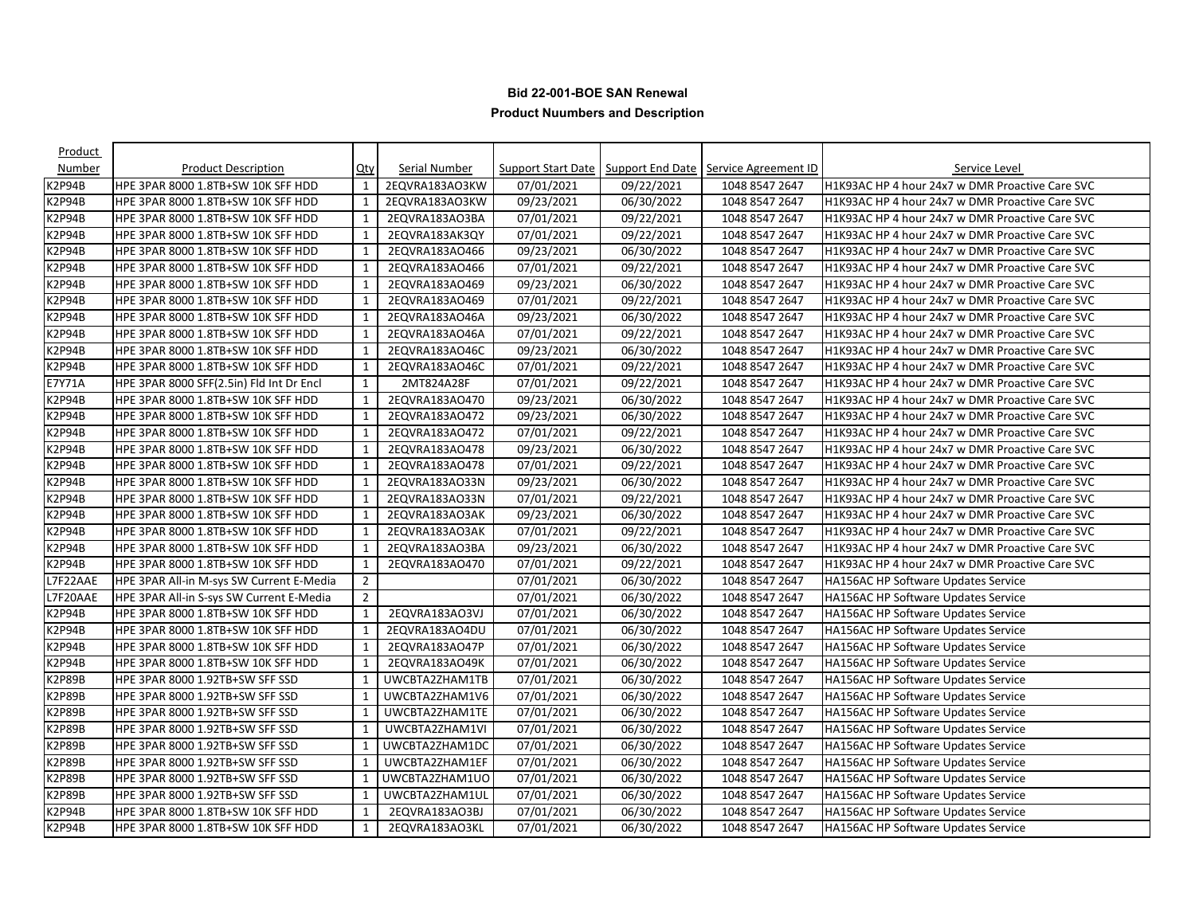**Bid 22-001-BOE SAN Renewal**

**Product Nuumbers and Description**

| Product Number | Product Description | Qty | Serial Number | Support Start Date | Support End Date | Service Agreement ID | Service Level |
|---|---|---|---|---|---|---|---|
| K2P94B | HPE 3PAR 8000 1.8TB+SW 10K SFF HDD | 1 | 2EQVRA183AO3KW | 07/01/2021 | 09/22/2021 | 1048 8547 2647 | H1K93AC HP 4 hour 24x7 w DMR Proactive Care SVC |
| K2P94B | HPE 3PAR 8000 1.8TB+SW 10K SFF HDD | 1 | 2EQVRA183AO3KW | 09/23/2021 | 06/30/2022 | 1048 8547 2647 | H1K93AC HP 4 hour 24x7 w DMR Proactive Care SVC |
| K2P94B | HPE 3PAR 8000 1.8TB+SW 10K SFF HDD | 1 | 2EQVRA183AO3BA | 07/01/2021 | 09/22/2021 | 1048 8547 2647 | H1K93AC HP 4 hour 24x7 w DMR Proactive Care SVC |
| K2P94B | HPE 3PAR 8000 1.8TB+SW 10K SFF HDD | 1 | 2EQVRA183AK3QY | 07/01/2021 | 09/22/2021 | 1048 8547 2647 | H1K93AC HP 4 hour 24x7 w DMR Proactive Care SVC |
| K2P94B | HPE 3PAR 8000 1.8TB+SW 10K SFF HDD | 1 | 2EQVRA183AO466 | 09/23/2021 | 06/30/2022 | 1048 8547 2647 | H1K93AC HP 4 hour 24x7 w DMR Proactive Care SVC |
| K2P94B | HPE 3PAR 8000 1.8TB+SW 10K SFF HDD | 1 | 2EQVRA183AO466 | 07/01/2021 | 09/22/2021 | 1048 8547 2647 | H1K93AC HP 4 hour 24x7 w DMR Proactive Care SVC |
| K2P94B | HPE 3PAR 8000 1.8TB+SW 10K SFF HDD | 1 | 2EQVRA183AO469 | 09/23/2021 | 06/30/2022 | 1048 8547 2647 | H1K93AC HP 4 hour 24x7 w DMR Proactive Care SVC |
| K2P94B | HPE 3PAR 8000 1.8TB+SW 10K SFF HDD | 1 | 2EQVRA183AO469 | 07/01/2021 | 09/22/2021 | 1048 8547 2647 | H1K93AC HP 4 hour 24x7 w DMR Proactive Care SVC |
| K2P94B | HPE 3PAR 8000 1.8TB+SW 10K SFF HDD | 1 | 2EQVRA183AO46A | 09/23/2021 | 06/30/2022 | 1048 8547 2647 | H1K93AC HP 4 hour 24x7 w DMR Proactive Care SVC |
| K2P94B | HPE 3PAR 8000 1.8TB+SW 10K SFF HDD | 1 | 2EQVRA183AO46A | 07/01/2021 | 09/22/2021 | 1048 8547 2647 | H1K93AC HP 4 hour 24x7 w DMR Proactive Care SVC |
| K2P94B | HPE 3PAR 8000 1.8TB+SW 10K SFF HDD | 1 | 2EQVRA183AO46C | 09/23/2021 | 06/30/2022 | 1048 8547 2647 | H1K93AC HP 4 hour 24x7 w DMR Proactive Care SVC |
| K2P94B | HPE 3PAR 8000 1.8TB+SW 10K SFF HDD | 1 | 2EQVRA183AO46C | 07/01/2021 | 09/22/2021 | 1048 8547 2647 | H1K93AC HP 4 hour 24x7 w DMR Proactive Care SVC |
| E7Y71A | HPE 3PAR 8000 SFF(2.5in) Fld Int Dr Encl | 1 | 2MT824A28F | 07/01/2021 | 09/22/2021 | 1048 8547 2647 | H1K93AC HP 4 hour 24x7 w DMR Proactive Care SVC |
| K2P94B | HPE 3PAR 8000 1.8TB+SW 10K SFF HDD | 1 | 2EQVRA183AO470 | 09/23/2021 | 06/30/2022 | 1048 8547 2647 | H1K93AC HP 4 hour 24x7 w DMR Proactive Care SVC |
| K2P94B | HPE 3PAR 8000 1.8TB+SW 10K SFF HDD | 1 | 2EQVRA183AO472 | 09/23/2021 | 06/30/2022 | 1048 8547 2647 | H1K93AC HP 4 hour 24x7 w DMR Proactive Care SVC |
| K2P94B | HPE 3PAR 8000 1.8TB+SW 10K SFF HDD | 1 | 2EQVRA183AO472 | 07/01/2021 | 09/22/2021 | 1048 8547 2647 | H1K93AC HP 4 hour 24x7 w DMR Proactive Care SVC |
| K2P94B | HPE 3PAR 8000 1.8TB+SW 10K SFF HDD | 1 | 2EQVRA183AO478 | 09/23/2021 | 06/30/2022 | 1048 8547 2647 | H1K93AC HP 4 hour 24x7 w DMR Proactive Care SVC |
| K2P94B | HPE 3PAR 8000 1.8TB+SW 10K SFF HDD | 1 | 2EQVRA183AO478 | 07/01/2021 | 09/22/2021 | 1048 8547 2647 | H1K93AC HP 4 hour 24x7 w DMR Proactive Care SVC |
| K2P94B | HPE 3PAR 8000 1.8TB+SW 10K SFF HDD | 1 | 2EQVRA183AO33N | 09/23/2021 | 06/30/2022 | 1048 8547 2647 | H1K93AC HP 4 hour 24x7 w DMR Proactive Care SVC |
| K2P94B | HPE 3PAR 8000 1.8TB+SW 10K SFF HDD | 1 | 2EQVRA183AO33N | 07/01/2021 | 09/22/2021 | 1048 8547 2647 | H1K93AC HP 4 hour 24x7 w DMR Proactive Care SVC |
| K2P94B | HPE 3PAR 8000 1.8TB+SW 10K SFF HDD | 1 | 2EQVRA183AO3AK | 09/23/2021 | 06/30/2022 | 1048 8547 2647 | H1K93AC HP 4 hour 24x7 w DMR Proactive Care SVC |
| K2P94B | HPE 3PAR 8000 1.8TB+SW 10K SFF HDD | 1 | 2EQVRA183AO3AK | 07/01/2021 | 09/22/2021 | 1048 8547 2647 | H1K93AC HP 4 hour 24x7 w DMR Proactive Care SVC |
| K2P94B | HPE 3PAR 8000 1.8TB+SW 10K SFF HDD | 1 | 2EQVRA183AO3BA | 09/23/2021 | 06/30/2022 | 1048 8547 2647 | H1K93AC HP 4 hour 24x7 w DMR Proactive Care SVC |
| K2P94B | HPE 3PAR 8000 1.8TB+SW 10K SFF HDD | 1 | 2EQVRA183AO470 | 07/01/2021 | 09/22/2021 | 1048 8547 2647 | H1K93AC HP 4 hour 24x7 w DMR Proactive Care SVC |
| L7F22AAE | HPE 3PAR All-in M-sys SW Current E-Media | 2 | | 07/01/2021 | 06/30/2022 | 1048 8547 2647 | HA156AC HP Software Updates Service |
| L7F20AAE | HPE 3PAR All-in S-sys SW Current E-Media | 2 | | 07/01/2021 | 06/30/2022 | 1048 8547 2647 | HA156AC HP Software Updates Service |
| K2P94B | HPE 3PAR 8000 1.8TB+SW 10K SFF HDD | 1 | 2EQVRA183AO3VJ | 07/01/2021 | 06/30/2022 | 1048 8547 2647 | HA156AC HP Software Updates Service |
| K2P94B | HPE 3PAR 8000 1.8TB+SW 10K SFF HDD | 1 | 2EQVRA183AO4DU | 07/01/2021 | 06/30/2022 | 1048 8547 2647 | HA156AC HP Software Updates Service |
| K2P94B | HPE 3PAR 8000 1.8TB+SW 10K SFF HDD | 1 | 2EQVRA183AO47P | 07/01/2021 | 06/30/2022 | 1048 8547 2647 | HA156AC HP Software Updates Service |
| K2P94B | HPE 3PAR 8000 1.8TB+SW 10K SFF HDD | 1 | 2EQVRA183AO49K | 07/01/2021 | 06/30/2022 | 1048 8547 2647 | HA156AC HP Software Updates Service |
| K2P89B | HPE 3PAR 8000 1.92TB+SW SFF SSD | 1 | UWCBTA2ZHAM1TB | 07/01/2021 | 06/30/2022 | 1048 8547 2647 | HA156AC HP Software Updates Service |
| K2P89B | HPE 3PAR 8000 1.92TB+SW SFF SSD | 1 | UWCBTA2ZHAM1V6 | 07/01/2021 | 06/30/2022 | 1048 8547 2647 | HA156AC HP Software Updates Service |
| K2P89B | HPE 3PAR 8000 1.92TB+SW SFF SSD | 1 | UWCBTA2ZHAM1TE | 07/01/2021 | 06/30/2022 | 1048 8547 2647 | HA156AC HP Software Updates Service |
| K2P89B | HPE 3PAR 8000 1.92TB+SW SFF SSD | 1 | UWCBTA2ZHAM1VI | 07/01/2021 | 06/30/2022 | 1048 8547 2647 | HA156AC HP Software Updates Service |
| K2P89B | HPE 3PAR 8000 1.92TB+SW SFF SSD | 1 | UWCBTA2ZHAM1DC | 07/01/2021 | 06/30/2022 | 1048 8547 2647 | HA156AC HP Software Updates Service |
| K2P89B | HPE 3PAR 8000 1.92TB+SW SFF SSD | 1 | UWCBTA2ZHAM1EF | 07/01/2021 | 06/30/2022 | 1048 8547 2647 | HA156AC HP Software Updates Service |
| K2P89B | HPE 3PAR 8000 1.92TB+SW SFF SSD | 1 | UWCBTA2ZHAM1UO | 07/01/2021 | 06/30/2022 | 1048 8547 2647 | HA156AC HP Software Updates Service |
| K2P89B | HPE 3PAR 8000 1.92TB+SW SFF SSD | 1 | UWCBTA2ZHAM1UL | 07/01/2021 | 06/30/2022 | 1048 8547 2647 | HA156AC HP Software Updates Service |
| K2P94B | HPE 3PAR 8000 1.8TB+SW 10K SFF HDD | 1 | 2EQVRA183AO3BJ | 07/01/2021 | 06/30/2022 | 1048 8547 2647 | HA156AC HP Software Updates Service |
| K2P94B | HPE 3PAR 8000 1.8TB+SW 10K SFF HDD | 1 | 2EQVRA183AO3KL | 07/01/2021 | 06/30/2022 | 1048 8547 2647 | HA156AC HP Software Updates Service |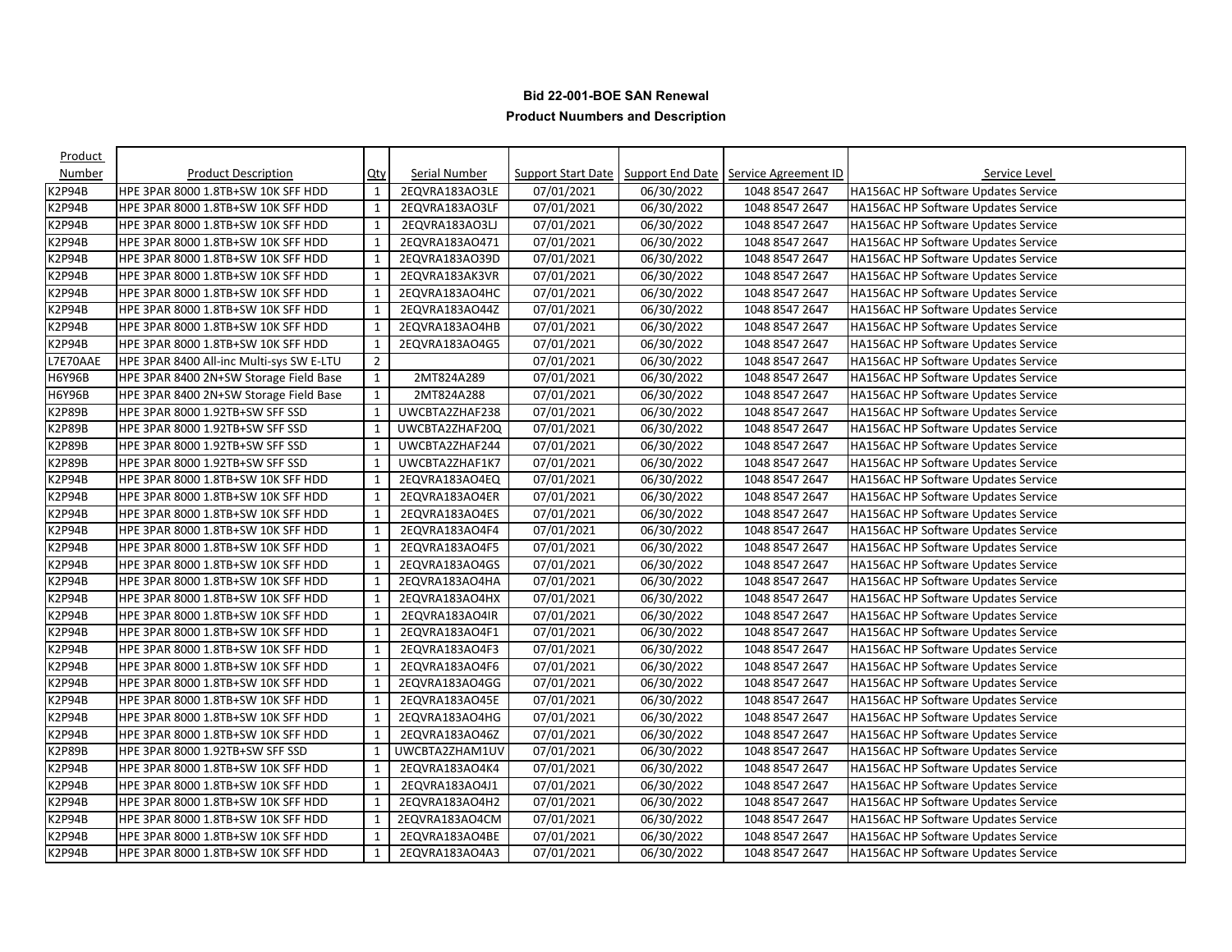**Bid 22-001-BOE SAN Renewal**

**Product Nuumbers and Description**

| Product Number | Product Description | Qty | Serial Number | Support Start Date | Support End Date | Service Agreement ID | Service Level |
|---|---|---|---|---|---|---|---|
| K2P94B | HPE 3PAR 8000 1.8TB+SW 10K SFF HDD | 1 | 2EQVRA183AO3LE | 07/01/2021 | 06/30/2022 | 1048 8547 2647 | HA156AC HP Software Updates Service |
| K2P94B | HPE 3PAR 8000 1.8TB+SW 10K SFF HDD | 1 | 2EQVRA183AO3LF | 07/01/2021 | 06/30/2022 | 1048 8547 2647 | HA156AC HP Software Updates Service |
| K2P94B | HPE 3PAR 8000 1.8TB+SW 10K SFF HDD | 1 | 2EQVRA183AO3LJ | 07/01/2021 | 06/30/2022 | 1048 8547 2647 | HA156AC HP Software Updates Service |
| K2P94B | HPE 3PAR 8000 1.8TB+SW 10K SFF HDD | 1 | 2EQVRA183AO471 | 07/01/2021 | 06/30/2022 | 1048 8547 2647 | HA156AC HP Software Updates Service |
| K2P94B | HPE 3PAR 8000 1.8TB+SW 10K SFF HDD | 1 | 2EQVRA183AO39D | 07/01/2021 | 06/30/2022 | 1048 8547 2647 | HA156AC HP Software Updates Service |
| K2P94B | HPE 3PAR 8000 1.8TB+SW 10K SFF HDD | 1 | 2EQVRA183AK3VR | 07/01/2021 | 06/30/2022 | 1048 8547 2647 | HA156AC HP Software Updates Service |
| K2P94B | HPE 3PAR 8000 1.8TB+SW 10K SFF HDD | 1 | 2EQVRA183AO4HC | 07/01/2021 | 06/30/2022 | 1048 8547 2647 | HA156AC HP Software Updates Service |
| K2P94B | HPE 3PAR 8000 1.8TB+SW 10K SFF HDD | 1 | 2EQVRA183AO44Z | 07/01/2021 | 06/30/2022 | 1048 8547 2647 | HA156AC HP Software Updates Service |
| K2P94B | HPE 3PAR 8000 1.8TB+SW 10K SFF HDD | 1 | 2EQVRA183AO4HB | 07/01/2021 | 06/30/2022 | 1048 8547 2647 | HA156AC HP Software Updates Service |
| K2P94B | HPE 3PAR 8000 1.8TB+SW 10K SFF HDD | 1 | 2EQVRA183AO4G5 | 07/01/2021 | 06/30/2022 | 1048 8547 2647 | HA156AC HP Software Updates Service |
| L7E70AAE | HPE 3PAR 8400 All-inc Multi-sys SW E-LTU | 2 | | 07/01/2021 | 06/30/2022 | 1048 8547 2647 | HA156AC HP Software Updates Service |
| H6Y96B | HPE 3PAR 8400 2N+SW Storage Field Base | 1 | 2MT824A289 | 07/01/2021 | 06/30/2022 | 1048 8547 2647 | HA156AC HP Software Updates Service |
| H6Y96B | HPE 3PAR 8400 2N+SW Storage Field Base | 1 | 2MT824A288 | 07/01/2021 | 06/30/2022 | 1048 8547 2647 | HA156AC HP Software Updates Service |
| K2P89B | HPE 3PAR 8000 1.92TB+SW SFF SSD | 1 | UWCBTA2ZHAF238 | 07/01/2021 | 06/30/2022 | 1048 8547 2647 | HA156AC HP Software Updates Service |
| K2P89B | HPE 3PAR 8000 1.92TB+SW SFF SSD | 1 | UWCBTA2ZHAF20Q | 07/01/2021 | 06/30/2022 | 1048 8547 2647 | HA156AC HP Software Updates Service |
| K2P89B | HPE 3PAR 8000 1.92TB+SW SFF SSD | 1 | UWCBTA2ZHAF244 | 07/01/2021 | 06/30/2022 | 1048 8547 2647 | HA156AC HP Software Updates Service |
| K2P89B | HPE 3PAR 8000 1.92TB+SW SFF SSD | 1 | UWCBTA2ZHAF1K7 | 07/01/2021 | 06/30/2022 | 1048 8547 2647 | HA156AC HP Software Updates Service |
| K2P94B | HPE 3PAR 8000 1.8TB+SW 10K SFF HDD | 1 | 2EQVRA183AO4EQ | 07/01/2021 | 06/30/2022 | 1048 8547 2647 | HA156AC HP Software Updates Service |
| K2P94B | HPE 3PAR 8000 1.8TB+SW 10K SFF HDD | 1 | 2EQVRA183AO4ER | 07/01/2021 | 06/30/2022 | 1048 8547 2647 | HA156AC HP Software Updates Service |
| K2P94B | HPE 3PAR 8000 1.8TB+SW 10K SFF HDD | 1 | 2EQVRA183AO4ES | 07/01/2021 | 06/30/2022 | 1048 8547 2647 | HA156AC HP Software Updates Service |
| K2P94B | HPE 3PAR 8000 1.8TB+SW 10K SFF HDD | 1 | 2EQVRA183AO4F4 | 07/01/2021 | 06/30/2022 | 1048 8547 2647 | HA156AC HP Software Updates Service |
| K2P94B | HPE 3PAR 8000 1.8TB+SW 10K SFF HDD | 1 | 2EQVRA183AO4F5 | 07/01/2021 | 06/30/2022 | 1048 8547 2647 | HA156AC HP Software Updates Service |
| K2P94B | HPE 3PAR 8000 1.8TB+SW 10K SFF HDD | 1 | 2EQVRA183AO4GS | 07/01/2021 | 06/30/2022 | 1048 8547 2647 | HA156AC HP Software Updates Service |
| K2P94B | HPE 3PAR 8000 1.8TB+SW 10K SFF HDD | 1 | 2EQVRA183AO4HA | 07/01/2021 | 06/30/2022 | 1048 8547 2647 | HA156AC HP Software Updates Service |
| K2P94B | HPE 3PAR 8000 1.8TB+SW 10K SFF HDD | 1 | 2EQVRA183AO4HX | 07/01/2021 | 06/30/2022 | 1048 8547 2647 | HA156AC HP Software Updates Service |
| K2P94B | HPE 3PAR 8000 1.8TB+SW 10K SFF HDD | 1 | 2EQVRA183AO4IR | 07/01/2021 | 06/30/2022 | 1048 8547 2647 | HA156AC HP Software Updates Service |
| K2P94B | HPE 3PAR 8000 1.8TB+SW 10K SFF HDD | 1 | 2EQVRA183AO4F1 | 07/01/2021 | 06/30/2022 | 1048 8547 2647 | HA156AC HP Software Updates Service |
| K2P94B | HPE 3PAR 8000 1.8TB+SW 10K SFF HDD | 1 | 2EQVRA183AO4F3 | 07/01/2021 | 06/30/2022 | 1048 8547 2647 | HA156AC HP Software Updates Service |
| K2P94B | HPE 3PAR 8000 1.8TB+SW 10K SFF HDD | 1 | 2EQVRA183AO4F6 | 07/01/2021 | 06/30/2022 | 1048 8547 2647 | HA156AC HP Software Updates Service |
| K2P94B | HPE 3PAR 8000 1.8TB+SW 10K SFF HDD | 1 | 2EQVRA183AO4GG | 07/01/2021 | 06/30/2022 | 1048 8547 2647 | HA156AC HP Software Updates Service |
| K2P94B | HPE 3PAR 8000 1.8TB+SW 10K SFF HDD | 1 | 2EQVRA183AO45E | 07/01/2021 | 06/30/2022 | 1048 8547 2647 | HA156AC HP Software Updates Service |
| K2P94B | HPE 3PAR 8000 1.8TB+SW 10K SFF HDD | 1 | 2EQVRA183AO4HG | 07/01/2021 | 06/30/2022 | 1048 8547 2647 | HA156AC HP Software Updates Service |
| K2P94B | HPE 3PAR 8000 1.8TB+SW 10K SFF HDD | 1 | 2EQVRA183AO46Z | 07/01/2021 | 06/30/2022 | 1048 8547 2647 | HA156AC HP Software Updates Service |
| K2P89B | HPE 3PAR 8000 1.92TB+SW SFF SSD | 1 | UWCBTA2ZHAM1UV | 07/01/2021 | 06/30/2022 | 1048 8547 2647 | HA156AC HP Software Updates Service |
| K2P94B | HPE 3PAR 8000 1.8TB+SW 10K SFF HDD | 1 | 2EQVRA183AO4K4 | 07/01/2021 | 06/30/2022 | 1048 8547 2647 | HA156AC HP Software Updates Service |
| K2P94B | HPE 3PAR 8000 1.8TB+SW 10K SFF HDD | 1 | 2EQVRA183AO4J1 | 07/01/2021 | 06/30/2022 | 1048 8547 2647 | HA156AC HP Software Updates Service |
| K2P94B | HPE 3PAR 8000 1.8TB+SW 10K SFF HDD | 1 | 2EQVRA183AO4H2 | 07/01/2021 | 06/30/2022 | 1048 8547 2647 | HA156AC HP Software Updates Service |
| K2P94B | HPE 3PAR 8000 1.8TB+SW 10K SFF HDD | 1 | 2EQVRA183AO4CM | 07/01/2021 | 06/30/2022 | 1048 8547 2647 | HA156AC HP Software Updates Service |
| K2P94B | HPE 3PAR 8000 1.8TB+SW 10K SFF HDD | 1 | 2EQVRA183AO4BE | 07/01/2021 | 06/30/2022 | 1048 8547 2647 | HA156AC HP Software Updates Service |
| K2P94B | HPE 3PAR 8000 1.8TB+SW 10K SFF HDD | 1 | 2EQVRA183AO4A3 | 07/01/2021 | 06/30/2022 | 1048 8547 2647 | HA156AC HP Software Updates Service |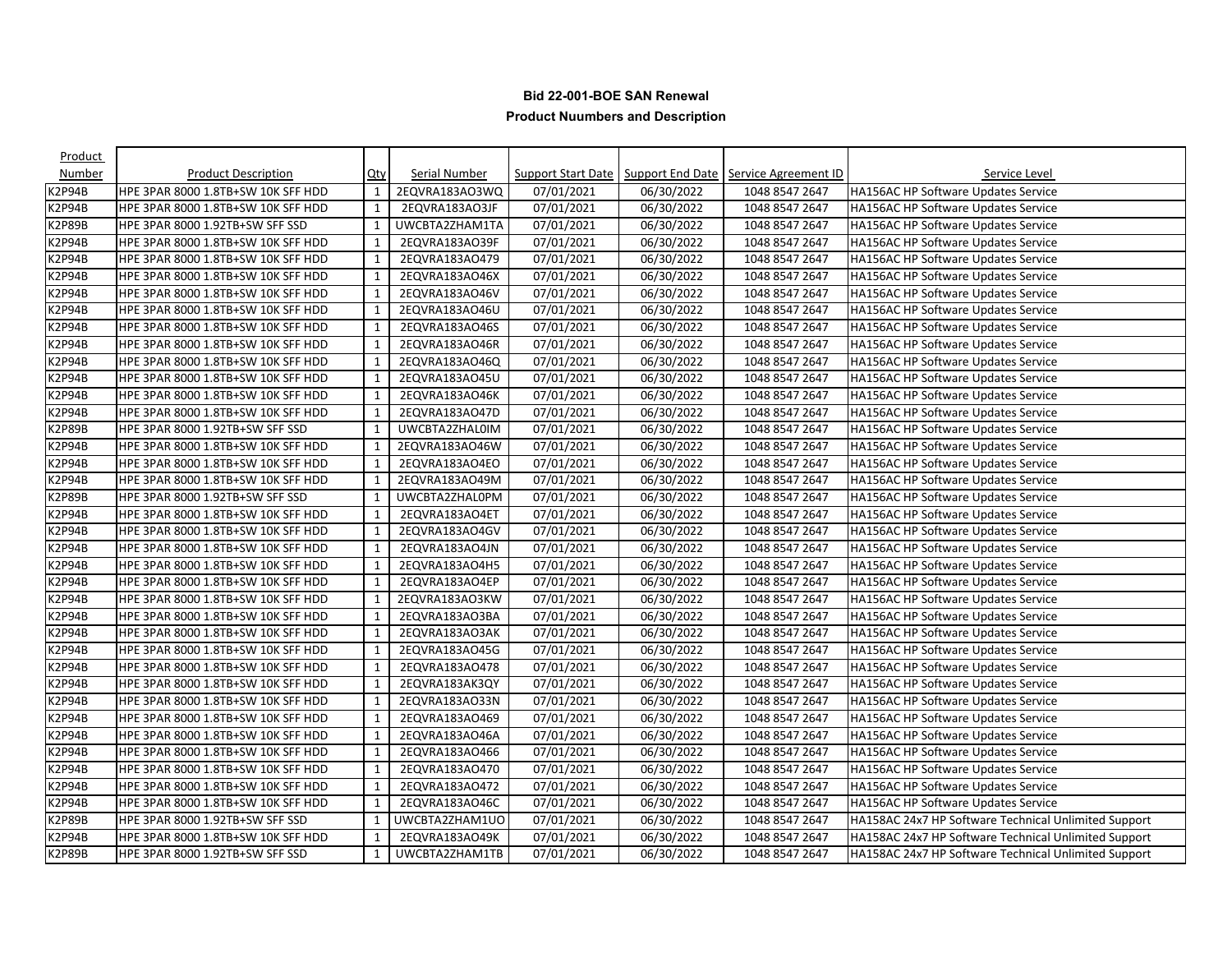**Bid 22-001-BOE SAN Renewal**

**Product Nuumbers and Description**

| Product Number | Product Description | Qty | Serial Number | Support Start Date | Support End Date | Service Agreement ID | Service Level |
|---|---|---|---|---|---|---|---|
| K2P94B | HPE 3PAR 8000 1.8TB+SW 10K SFF HDD | 1 | 2EQVRA183AO3WQ | 07/01/2021 | 06/30/2022 | 1048 8547 2647 | HA156AC HP Software Updates Service |
| K2P94B | HPE 3PAR 8000 1.8TB+SW 10K SFF HDD | 1 | 2EQVRA183AO3JF | 07/01/2021 | 06/30/2022 | 1048 8547 2647 | HA156AC HP Software Updates Service |
| K2P89B | HPE 3PAR 8000 1.92TB+SW SFF SSD | 1 | UWCBTA2ZHAM1TA | 07/01/2021 | 06/30/2022 | 1048 8547 2647 | HA156AC HP Software Updates Service |
| K2P94B | HPE 3PAR 8000 1.8TB+SW 10K SFF HDD | 1 | 2EQVRA183AO39F | 07/01/2021 | 06/30/2022 | 1048 8547 2647 | HA156AC HP Software Updates Service |
| K2P94B | HPE 3PAR 8000 1.8TB+SW 10K SFF HDD | 1 | 2EQVRA183AO479 | 07/01/2021 | 06/30/2022 | 1048 8547 2647 | HA156AC HP Software Updates Service |
| K2P94B | HPE 3PAR 8000 1.8TB+SW 10K SFF HDD | 1 | 2EQVRA183AO46X | 07/01/2021 | 06/30/2022 | 1048 8547 2647 | HA156AC HP Software Updates Service |
| K2P94B | HPE 3PAR 8000 1.8TB+SW 10K SFF HDD | 1 | 2EQVRA183AO46V | 07/01/2021 | 06/30/2022 | 1048 8547 2647 | HA156AC HP Software Updates Service |
| K2P94B | HPE 3PAR 8000 1.8TB+SW 10K SFF HDD | 1 | 2EQVRA183AO46U | 07/01/2021 | 06/30/2022 | 1048 8547 2647 | HA156AC HP Software Updates Service |
| K2P94B | HPE 3PAR 8000 1.8TB+SW 10K SFF HDD | 1 | 2EQVRA183AO46S | 07/01/2021 | 06/30/2022 | 1048 8547 2647 | HA156AC HP Software Updates Service |
| K2P94B | HPE 3PAR 8000 1.8TB+SW 10K SFF HDD | 1 | 2EQVRA183AO46R | 07/01/2021 | 06/30/2022 | 1048 8547 2647 | HA156AC HP Software Updates Service |
| K2P94B | HPE 3PAR 8000 1.8TB+SW 10K SFF HDD | 1 | 2EQVRA183AO46Q | 07/01/2021 | 06/30/2022 | 1048 8547 2647 | HA156AC HP Software Updates Service |
| K2P94B | HPE 3PAR 8000 1.8TB+SW 10K SFF HDD | 1 | 2EQVRA183AO45U | 07/01/2021 | 06/30/2022 | 1048 8547 2647 | HA156AC HP Software Updates Service |
| K2P94B | HPE 3PAR 8000 1.8TB+SW 10K SFF HDD | 1 | 2EQVRA183AO46K | 07/01/2021 | 06/30/2022 | 1048 8547 2647 | HA156AC HP Software Updates Service |
| K2P94B | HPE 3PAR 8000 1.8TB+SW 10K SFF HDD | 1 | 2EQVRA183AO47D | 07/01/2021 | 06/30/2022 | 1048 8547 2647 | HA156AC HP Software Updates Service |
| K2P89B | HPE 3PAR 8000 1.92TB+SW SFF SSD | 1 | UWCBTA2ZHAL0IM | 07/01/2021 | 06/30/2022 | 1048 8547 2647 | HA156AC HP Software Updates Service |
| K2P94B | HPE 3PAR 8000 1.8TB+SW 10K SFF HDD | 1 | 2EQVRA183AO46W | 07/01/2021 | 06/30/2022 | 1048 8547 2647 | HA156AC HP Software Updates Service |
| K2P94B | HPE 3PAR 8000 1.8TB+SW 10K SFF HDD | 1 | 2EQVRA183AO4EO | 07/01/2021 | 06/30/2022 | 1048 8547 2647 | HA156AC HP Software Updates Service |
| K2P94B | HPE 3PAR 8000 1.8TB+SW 10K SFF HDD | 1 | 2EQVRA183AO49M | 07/01/2021 | 06/30/2022 | 1048 8547 2647 | HA156AC HP Software Updates Service |
| K2P89B | HPE 3PAR 8000 1.92TB+SW SFF SSD | 1 | UWCBTA2ZHAL0PM | 07/01/2021 | 06/30/2022 | 1048 8547 2647 | HA156AC HP Software Updates Service |
| K2P94B | HPE 3PAR 8000 1.8TB+SW 10K SFF HDD | 1 | 2EQVRA183AO4ET | 07/01/2021 | 06/30/2022 | 1048 8547 2647 | HA156AC HP Software Updates Service |
| K2P94B | HPE 3PAR 8000 1.8TB+SW 10K SFF HDD | 1 | 2EQVRA183AO4GV | 07/01/2021 | 06/30/2022 | 1048 8547 2647 | HA156AC HP Software Updates Service |
| K2P94B | HPE 3PAR 8000 1.8TB+SW 10K SFF HDD | 1 | 2EQVRA183AO4JN | 07/01/2021 | 06/30/2022 | 1048 8547 2647 | HA156AC HP Software Updates Service |
| K2P94B | HPE 3PAR 8000 1.8TB+SW 10K SFF HDD | 1 | 2EQVRA183AO4H5 | 07/01/2021 | 06/30/2022 | 1048 8547 2647 | HA156AC HP Software Updates Service |
| K2P94B | HPE 3PAR 8000 1.8TB+SW 10K SFF HDD | 1 | 2EQVRA183AO4EP | 07/01/2021 | 06/30/2022 | 1048 8547 2647 | HA156AC HP Software Updates Service |
| K2P94B | HPE 3PAR 8000 1.8TB+SW 10K SFF HDD | 1 | 2EQVRA183AO3KW | 07/01/2021 | 06/30/2022 | 1048 8547 2647 | HA156AC HP Software Updates Service |
| K2P94B | HPE 3PAR 8000 1.8TB+SW 10K SFF HDD | 1 | 2EQVRA183AO3BA | 07/01/2021 | 06/30/2022 | 1048 8547 2647 | HA156AC HP Software Updates Service |
| K2P94B | HPE 3PAR 8000 1.8TB+SW 10K SFF HDD | 1 | 2EQVRA183AO3AK | 07/01/2021 | 06/30/2022 | 1048 8547 2647 | HA156AC HP Software Updates Service |
| K2P94B | HPE 3PAR 8000 1.8TB+SW 10K SFF HDD | 1 | 2EQVRA183AO45G | 07/01/2021 | 06/30/2022 | 1048 8547 2647 | HA156AC HP Software Updates Service |
| K2P94B | HPE 3PAR 8000 1.8TB+SW 10K SFF HDD | 1 | 2EQVRA183AO478 | 07/01/2021 | 06/30/2022 | 1048 8547 2647 | HA156AC HP Software Updates Service |
| K2P94B | HPE 3PAR 8000 1.8TB+SW 10K SFF HDD | 1 | 2EQVRA183AK3QY | 07/01/2021 | 06/30/2022 | 1048 8547 2647 | HA156AC HP Software Updates Service |
| K2P94B | HPE 3PAR 8000 1.8TB+SW 10K SFF HDD | 1 | 2EQVRA183AO33N | 07/01/2021 | 06/30/2022 | 1048 8547 2647 | HA156AC HP Software Updates Service |
| K2P94B | HPE 3PAR 8000 1.8TB+SW 10K SFF HDD | 1 | 2EQVRA183AO469 | 07/01/2021 | 06/30/2022 | 1048 8547 2647 | HA156AC HP Software Updates Service |
| K2P94B | HPE 3PAR 8000 1.8TB+SW 10K SFF HDD | 1 | 2EQVRA183AO46A | 07/01/2021 | 06/30/2022 | 1048 8547 2647 | HA156AC HP Software Updates Service |
| K2P94B | HPE 3PAR 8000 1.8TB+SW 10K SFF HDD | 1 | 2EQVRA183AO466 | 07/01/2021 | 06/30/2022 | 1048 8547 2647 | HA156AC HP Software Updates Service |
| K2P94B | HPE 3PAR 8000 1.8TB+SW 10K SFF HDD | 1 | 2EQVRA183AO470 | 07/01/2021 | 06/30/2022 | 1048 8547 2647 | HA156AC HP Software Updates Service |
| K2P94B | HPE 3PAR 8000 1.8TB+SW 10K SFF HDD | 1 | 2EQVRA183AO472 | 07/01/2021 | 06/30/2022 | 1048 8547 2647 | HA156AC HP Software Updates Service |
| K2P94B | HPE 3PAR 8000 1.8TB+SW 10K SFF HDD | 1 | 2EQVRA183AO46C | 07/01/2021 | 06/30/2022 | 1048 8547 2647 | HA156AC HP Software Updates Service |
| K2P89B | HPE 3PAR 8000 1.92TB+SW SFF SSD | 1 | UWCBTA2ZHAM1UO | 07/01/2021 | 06/30/2022 | 1048 8547 2647 | HA158AC 24x7 HP Software Technical Unlimited Support |
| K2P94B | HPE 3PAR 8000 1.8TB+SW 10K SFF HDD | 1 | 2EQVRA183AO49K | 07/01/2021 | 06/30/2022 | 1048 8547 2647 | HA158AC 24x7 HP Software Technical Unlimited Support |
| K2P89B | HPE 3PAR 8000 1.92TB+SW SFF SSD | 1 | UWCBTA2ZHAM1TB | 07/01/2021 | 06/30/2022 | 1048 8547 2647 | HA158AC 24x7 HP Software Technical Unlimited Support |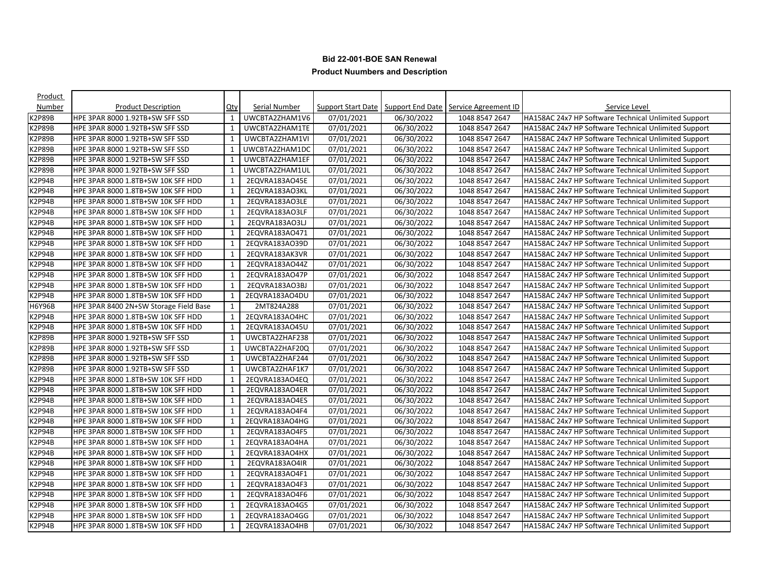**Bid 22-001-BOE SAN Renewal**

**Product Nuumbers and Description**

| Product Number | Product Description | Qty | Serial Number | Support Start Date | Support End Date | Service Agreement ID | Service Level |
|---|---|---|---|---|---|---|---|
| K2P89B | HPE 3PAR 8000 1.92TB+SW SFF SSD | 1 | UWCBTA2ZHAM1V6 | 07/01/2021 | 06/30/2022 | 1048 8547 2647 | HA158AC 24x7 HP Software Technical Unlimited Support |
| K2P89B | HPE 3PAR 8000 1.92TB+SW SFF SSD | 1 | UWCBTA2ZHAM1TE | 07/01/2021 | 06/30/2022 | 1048 8547 2647 | HA158AC 24x7 HP Software Technical Unlimited Support |
| K2P89B | HPE 3PAR 8000 1.92TB+SW SFF SSD | 1 | UWCBTA2ZHAM1VI | 07/01/2021 | 06/30/2022 | 1048 8547 2647 | HA158AC 24x7 HP Software Technical Unlimited Support |
| K2P89B | HPE 3PAR 8000 1.92TB+SW SFF SSD | 1 | UWCBTA2ZHAM1DC | 07/01/2021 | 06/30/2022 | 1048 8547 2647 | HA158AC 24x7 HP Software Technical Unlimited Support |
| K2P89B | HPE 3PAR 8000 1.92TB+SW SFF SSD | 1 | UWCBTA2ZHAM1EF | 07/01/2021 | 06/30/2022 | 1048 8547 2647 | HA158AC 24x7 HP Software Technical Unlimited Support |
| K2P89B | HPE 3PAR 8000 1.92TB+SW SFF SSD | 1 | UWCBTA2ZHAM1UL | 07/01/2021 | 06/30/2022 | 1048 8547 2647 | HA158AC 24x7 HP Software Technical Unlimited Support |
| K2P94B | HPE 3PAR 8000 1.8TB+SW 10K SFF HDD | 1 | 2EQVRA183AO45E | 07/01/2021 | 06/30/2022 | 1048 8547 2647 | HA158AC 24x7 HP Software Technical Unlimited Support |
| K2P94B | HPE 3PAR 8000 1.8TB+SW 10K SFF HDD | 1 | 2EQVRA183AO3KL | 07/01/2021 | 06/30/2022 | 1048 8547 2647 | HA158AC 24x7 HP Software Technical Unlimited Support |
| K2P94B | HPE 3PAR 8000 1.8TB+SW 10K SFF HDD | 1 | 2EQVRA183AO3LE | 07/01/2021 | 06/30/2022 | 1048 8547 2647 | HA158AC 24x7 HP Software Technical Unlimited Support |
| K2P94B | HPE 3PAR 8000 1.8TB+SW 10K SFF HDD | 1 | 2EQVRA183AO3LF | 07/01/2021 | 06/30/2022 | 1048 8547 2647 | HA158AC 24x7 HP Software Technical Unlimited Support |
| K2P94B | HPE 3PAR 8000 1.8TB+SW 10K SFF HDD | 1 | 2EQVRA183AO3LJ | 07/01/2021 | 06/30/2022 | 1048 8547 2647 | HA158AC 24x7 HP Software Technical Unlimited Support |
| K2P94B | HPE 3PAR 8000 1.8TB+SW 10K SFF HDD | 1 | 2EQVRA183AO471 | 07/01/2021 | 06/30/2022 | 1048 8547 2647 | HA158AC 24x7 HP Software Technical Unlimited Support |
| K2P94B | HPE 3PAR 8000 1.8TB+SW 10K SFF HDD | 1 | 2EQVRA183AO39D | 07/01/2021 | 06/30/2022 | 1048 8547 2647 | HA158AC 24x7 HP Software Technical Unlimited Support |
| K2P94B | HPE 3PAR 8000 1.8TB+SW 10K SFF HDD | 1 | 2EQVRA183AK3VR | 07/01/2021 | 06/30/2022 | 1048 8547 2647 | HA158AC 24x7 HP Software Technical Unlimited Support |
| K2P94B | HPE 3PAR 8000 1.8TB+SW 10K SFF HDD | 1 | 2EQVRA183AO44Z | 07/01/2021 | 06/30/2022 | 1048 8547 2647 | HA158AC 24x7 HP Software Technical Unlimited Support |
| K2P94B | HPE 3PAR 8000 1.8TB+SW 10K SFF HDD | 1 | 2EQVRA183AO47P | 07/01/2021 | 06/30/2022 | 1048 8547 2647 | HA158AC 24x7 HP Software Technical Unlimited Support |
| K2P94B | HPE 3PAR 8000 1.8TB+SW 10K SFF HDD | 1 | 2EQVRA183AO3BJ | 07/01/2021 | 06/30/2022 | 1048 8547 2647 | HA158AC 24x7 HP Software Technical Unlimited Support |
| K2P94B | HPE 3PAR 8000 1.8TB+SW 10K SFF HDD | 1 | 2EQVRA183AO4DU | 07/01/2021 | 06/30/2022 | 1048 8547 2647 | HA158AC 24x7 HP Software Technical Unlimited Support |
| H6Y96B | HPE 3PAR 8400 2N+SW Storage Field Base | 1 | 2MT824A288 | 07/01/2021 | 06/30/2022 | 1048 8547 2647 | HA158AC 24x7 HP Software Technical Unlimited Support |
| K2P94B | HPE 3PAR 8000 1.8TB+SW 10K SFF HDD | 1 | 2EQVRA183AO4HC | 07/01/2021 | 06/30/2022 | 1048 8547 2647 | HA158AC 24x7 HP Software Technical Unlimited Support |
| K2P94B | HPE 3PAR 8000 1.8TB+SW 10K SFF HDD | 1 | 2EQVRA183AO45U | 07/01/2021 | 06/30/2022 | 1048 8547 2647 | HA158AC 24x7 HP Software Technical Unlimited Support |
| K2P89B | HPE 3PAR 8000 1.92TB+SW SFF SSD | 1 | UWCBTA2ZHAF238 | 07/01/2021 | 06/30/2022 | 1048 8547 2647 | HA158AC 24x7 HP Software Technical Unlimited Support |
| K2P89B | HPE 3PAR 8000 1.92TB+SW SFF SSD | 1 | UWCBTA2ZHAF20Q | 07/01/2021 | 06/30/2022 | 1048 8547 2647 | HA158AC 24x7 HP Software Technical Unlimited Support |
| K2P89B | HPE 3PAR 8000 1.92TB+SW SFF SSD | 1 | UWCBTA2ZHAF244 | 07/01/2021 | 06/30/2022 | 1048 8547 2647 | HA158AC 24x7 HP Software Technical Unlimited Support |
| K2P89B | HPE 3PAR 8000 1.92TB+SW SFF SSD | 1 | UWCBTA2ZHAF1K7 | 07/01/2021 | 06/30/2022 | 1048 8547 2647 | HA158AC 24x7 HP Software Technical Unlimited Support |
| K2P94B | HPE 3PAR 8000 1.8TB+SW 10K SFF HDD | 1 | 2EQVRA183AO4EQ | 07/01/2021 | 06/30/2022 | 1048 8547 2647 | HA158AC 24x7 HP Software Technical Unlimited Support |
| K2P94B | HPE 3PAR 8000 1.8TB+SW 10K SFF HDD | 1 | 2EQVRA183AO4ER | 07/01/2021 | 06/30/2022 | 1048 8547 2647 | HA158AC 24x7 HP Software Technical Unlimited Support |
| K2P94B | HPE 3PAR 8000 1.8TB+SW 10K SFF HDD | 1 | 2EQVRA183AO4ES | 07/01/2021 | 06/30/2022 | 1048 8547 2647 | HA158AC 24x7 HP Software Technical Unlimited Support |
| K2P94B | HPE 3PAR 8000 1.8TB+SW 10K SFF HDD | 1 | 2EQVRA183AO4F4 | 07/01/2021 | 06/30/2022 | 1048 8547 2647 | HA158AC 24x7 HP Software Technical Unlimited Support |
| K2P94B | HPE 3PAR 8000 1.8TB+SW 10K SFF HDD | 1 | 2EQVRA183AO4HG | 07/01/2021 | 06/30/2022 | 1048 8547 2647 | HA158AC 24x7 HP Software Technical Unlimited Support |
| K2P94B | HPE 3PAR 8000 1.8TB+SW 10K SFF HDD | 1 | 2EQVRA183AO4F5 | 07/01/2021 | 06/30/2022 | 1048 8547 2647 | HA158AC 24x7 HP Software Technical Unlimited Support |
| K2P94B | HPE 3PAR 8000 1.8TB+SW 10K SFF HDD | 1 | 2EQVRA183AO4HA | 07/01/2021 | 06/30/2022 | 1048 8547 2647 | HA158AC 24x7 HP Software Technical Unlimited Support |
| K2P94B | HPE 3PAR 8000 1.8TB+SW 10K SFF HDD | 1 | 2EQVRA183AO4HX | 07/01/2021 | 06/30/2022 | 1048 8547 2647 | HA158AC 24x7 HP Software Technical Unlimited Support |
| K2P94B | HPE 3PAR 8000 1.8TB+SW 10K SFF HDD | 1 | 2EQVRA183AO4IR | 07/01/2021 | 06/30/2022 | 1048 8547 2647 | HA158AC 24x7 HP Software Technical Unlimited Support |
| K2P94B | HPE 3PAR 8000 1.8TB+SW 10K SFF HDD | 1 | 2EQVRA183AO4F1 | 07/01/2021 | 06/30/2022 | 1048 8547 2647 | HA158AC 24x7 HP Software Technical Unlimited Support |
| K2P94B | HPE 3PAR 8000 1.8TB+SW 10K SFF HDD | 1 | 2EQVRA183AO4F3 | 07/01/2021 | 06/30/2022 | 1048 8547 2647 | HA158AC 24x7 HP Software Technical Unlimited Support |
| K2P94B | HPE 3PAR 8000 1.8TB+SW 10K SFF HDD | 1 | 2EQVRA183AO4F6 | 07/01/2021 | 06/30/2022 | 1048 8547 2647 | HA158AC 24x7 HP Software Technical Unlimited Support |
| K2P94B | HPE 3PAR 8000 1.8TB+SW 10K SFF HDD | 1 | 2EQVRA183AO4G5 | 07/01/2021 | 06/30/2022 | 1048 8547 2647 | HA158AC 24x7 HP Software Technical Unlimited Support |
| K2P94B | HPE 3PAR 8000 1.8TB+SW 10K SFF HDD | 1 | 2EQVRA183AO4GG | 07/01/2021 | 06/30/2022 | 1048 8547 2647 | HA158AC 24x7 HP Software Technical Unlimited Support |
| K2P94B | HPE 3PAR 8000 1.8TB+SW 10K SFF HDD | 1 | 2EQVRA183AO4HB | 07/01/2021 | 06/30/2022 | 1048 8547 2647 | HA158AC 24x7 HP Software Technical Unlimited Support |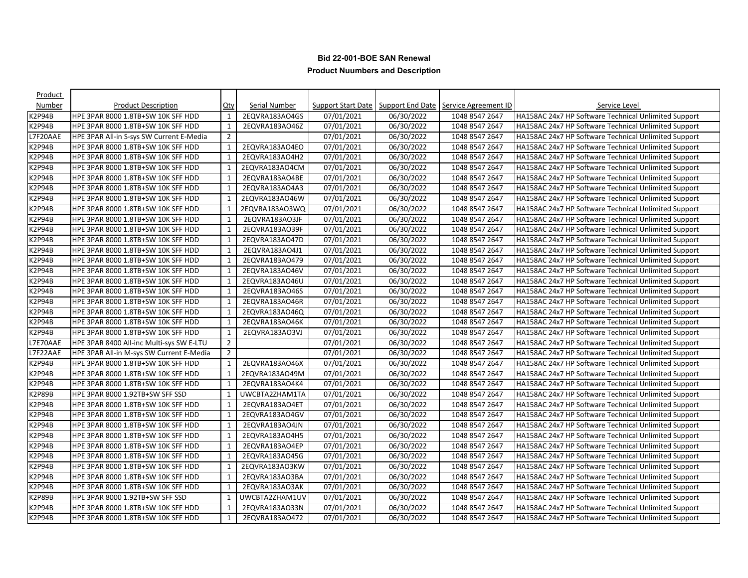**Bid 22-001-BOE SAN Renewal**

**Product Nuumbers and Description**

| Product Number | Product Description | Qty | Serial Number | Support Start Date | Support End Date | Service Agreement ID | Service Level |
|---|---|---|---|---|---|---|---|
| K2P94B | HPE 3PAR 8000 1.8TB+SW 10K SFF HDD | 1 | 2EQVRA183AO4GS | 07/01/2021 | 06/30/2022 | 1048 8547 2647 | HA158AC 24x7 HP Software Technical Unlimited Support |
| K2P94B | HPE 3PAR 8000 1.8TB+SW 10K SFF HDD | 1 | 2EQVRA183AO46Z | 07/01/2021 | 06/30/2022 | 1048 8547 2647 | HA158AC 24x7 HP Software Technical Unlimited Support |
| L7F20AAE | HPE 3PAR All-in S-sys SW Current E-Media | 2 | | 07/01/2021 | 06/30/2022 | 1048 8547 2647 | HA158AC 24x7 HP Software Technical Unlimited Support |
| K2P94B | HPE 3PAR 8000 1.8TB+SW 10K SFF HDD | 1 | 2EQVRA183AO4EO | 07/01/2021 | 06/30/2022 | 1048 8547 2647 | HA158AC 24x7 HP Software Technical Unlimited Support |
| K2P94B | HPE 3PAR 8000 1.8TB+SW 10K SFF HDD | 1 | 2EQVRA183AO4H2 | 07/01/2021 | 06/30/2022 | 1048 8547 2647 | HA158AC 24x7 HP Software Technical Unlimited Support |
| K2P94B | HPE 3PAR 8000 1.8TB+SW 10K SFF HDD | 1 | 2EQVRA183AO4CM | 07/01/2021 | 06/30/2022 | 1048 8547 2647 | HA158AC 24x7 HP Software Technical Unlimited Support |
| K2P94B | HPE 3PAR 8000 1.8TB+SW 10K SFF HDD | 1 | 2EQVRA183AO4BE | 07/01/2021 | 06/30/2022 | 1048 8547 2647 | HA158AC 24x7 HP Software Technical Unlimited Support |
| K2P94B | HPE 3PAR 8000 1.8TB+SW 10K SFF HDD | 1 | 2EQVRA183AO4A3 | 07/01/2021 | 06/30/2022 | 1048 8547 2647 | HA158AC 24x7 HP Software Technical Unlimited Support |
| K2P94B | HPE 3PAR 8000 1.8TB+SW 10K SFF HDD | 1 | 2EQVRA183AO46W | 07/01/2021 | 06/30/2022 | 1048 8547 2647 | HA158AC 24x7 HP Software Technical Unlimited Support |
| K2P94B | HPE 3PAR 8000 1.8TB+SW 10K SFF HDD | 1 | 2EQVRA183AO3WQ | 07/01/2021 | 06/30/2022 | 1048 8547 2647 | HA158AC 24x7 HP Software Technical Unlimited Support |
| K2P94B | HPE 3PAR 8000 1.8TB+SW 10K SFF HDD | 1 | 2EQVRA183AO3JF | 07/01/2021 | 06/30/2022 | 1048 8547 2647 | HA158AC 24x7 HP Software Technical Unlimited Support |
| K2P94B | HPE 3PAR 8000 1.8TB+SW 10K SFF HDD | 1 | 2EQVRA183AO39F | 07/01/2021 | 06/30/2022 | 1048 8547 2647 | HA158AC 24x7 HP Software Technical Unlimited Support |
| K2P94B | HPE 3PAR 8000 1.8TB+SW 10K SFF HDD | 1 | 2EQVRA183AO47D | 07/01/2021 | 06/30/2022 | 1048 8547 2647 | HA158AC 24x7 HP Software Technical Unlimited Support |
| K2P94B | HPE 3PAR 8000 1.8TB+SW 10K SFF HDD | 1 | 2EQVRA183AO4J1 | 07/01/2021 | 06/30/2022 | 1048 8547 2647 | HA158AC 24x7 HP Software Technical Unlimited Support |
| K2P94B | HPE 3PAR 8000 1.8TB+SW 10K SFF HDD | 1 | 2EQVRA183AO479 | 07/01/2021 | 06/30/2022 | 1048 8547 2647 | HA158AC 24x7 HP Software Technical Unlimited Support |
| K2P94B | HPE 3PAR 8000 1.8TB+SW 10K SFF HDD | 1 | 2EQVRA183AO46V | 07/01/2021 | 06/30/2022 | 1048 8547 2647 | HA158AC 24x7 HP Software Technical Unlimited Support |
| K2P94B | HPE 3PAR 8000 1.8TB+SW 10K SFF HDD | 1 | 2EQVRA183AO46U | 07/01/2021 | 06/30/2022 | 1048 8547 2647 | HA158AC 24x7 HP Software Technical Unlimited Support |
| K2P94B | HPE 3PAR 8000 1.8TB+SW 10K SFF HDD | 1 | 2EQVRA183AO46S | 07/01/2021 | 06/30/2022 | 1048 8547 2647 | HA158AC 24x7 HP Software Technical Unlimited Support |
| K2P94B | HPE 3PAR 8000 1.8TB+SW 10K SFF HDD | 1 | 2EQVRA183AO46R | 07/01/2021 | 06/30/2022 | 1048 8547 2647 | HA158AC 24x7 HP Software Technical Unlimited Support |
| K2P94B | HPE 3PAR 8000 1.8TB+SW 10K SFF HDD | 1 | 2EQVRA183AO46Q | 07/01/2021 | 06/30/2022 | 1048 8547 2647 | HA158AC 24x7 HP Software Technical Unlimited Support |
| K2P94B | HPE 3PAR 8000 1.8TB+SW 10K SFF HDD | 1 | 2EQVRA183AO46K | 07/01/2021 | 06/30/2022 | 1048 8547 2647 | HA158AC 24x7 HP Software Technical Unlimited Support |
| K2P94B | HPE 3PAR 8000 1.8TB+SW 10K SFF HDD | 1 | 2EQVRA183AO3VJ | 07/01/2021 | 06/30/2022 | 1048 8547 2647 | HA158AC 24x7 HP Software Technical Unlimited Support |
| L7E70AAE | HPE 3PAR 8400 All-inc Multi-sys SW E-LTU | 2 | | 07/01/2021 | 06/30/2022 | 1048 8547 2647 | HA158AC 24x7 HP Software Technical Unlimited Support |
| L7F22AAE | HPE 3PAR All-in M-sys SW Current E-Media | 2 | | 07/01/2021 | 06/30/2022 | 1048 8547 2647 | HA158AC 24x7 HP Software Technical Unlimited Support |
| K2P94B | HPE 3PAR 8000 1.8TB+SW 10K SFF HDD | 1 | 2EQVRA183AO46X | 07/01/2021 | 06/30/2022 | 1048 8547 2647 | HA158AC 24x7 HP Software Technical Unlimited Support |
| K2P94B | HPE 3PAR 8000 1.8TB+SW 10K SFF HDD | 1 | 2EQVRA183AO49M | 07/01/2021 | 06/30/2022 | 1048 8547 2647 | HA158AC 24x7 HP Software Technical Unlimited Support |
| K2P94B | HPE 3PAR 8000 1.8TB+SW 10K SFF HDD | 1 | 2EQVRA183AO4K4 | 07/01/2021 | 06/30/2022 | 1048 8547 2647 | HA158AC 24x7 HP Software Technical Unlimited Support |
| K2P89B | HPE 3PAR 8000 1.92TB+SW SFF SSD | 1 | UWCBTA2ZHAM1TA | 07/01/2021 | 06/30/2022 | 1048 8547 2647 | HA158AC 24x7 HP Software Technical Unlimited Support |
| K2P94B | HPE 3PAR 8000 1.8TB+SW 10K SFF HDD | 1 | 2EQVRA183AO4ET | 07/01/2021 | 06/30/2022 | 1048 8547 2647 | HA158AC 24x7 HP Software Technical Unlimited Support |
| K2P94B | HPE 3PAR 8000 1.8TB+SW 10K SFF HDD | 1 | 2EQVRA183AO4GV | 07/01/2021 | 06/30/2022 | 1048 8547 2647 | HA158AC 24x7 HP Software Technical Unlimited Support |
| K2P94B | HPE 3PAR 8000 1.8TB+SW 10K SFF HDD | 1 | 2EQVRA183AO4JN | 07/01/2021 | 06/30/2022 | 1048 8547 2647 | HA158AC 24x7 HP Software Technical Unlimited Support |
| K2P94B | HPE 3PAR 8000 1.8TB+SW 10K SFF HDD | 1 | 2EQVRA183AO4H5 | 07/01/2021 | 06/30/2022 | 1048 8547 2647 | HA158AC 24x7 HP Software Technical Unlimited Support |
| K2P94B | HPE 3PAR 8000 1.8TB+SW 10K SFF HDD | 1 | 2EQVRA183AO4EP | 07/01/2021 | 06/30/2022 | 1048 8547 2647 | HA158AC 24x7 HP Software Technical Unlimited Support |
| K2P94B | HPE 3PAR 8000 1.8TB+SW 10K SFF HDD | 1 | 2EQVRA183AO45G | 07/01/2021 | 06/30/2022 | 1048 8547 2647 | HA158AC 24x7 HP Software Technical Unlimited Support |
| K2P94B | HPE 3PAR 8000 1.8TB+SW 10K SFF HDD | 1 | 2EQVRA183AO3KW | 07/01/2021 | 06/30/2022 | 1048 8547 2647 | HA158AC 24x7 HP Software Technical Unlimited Support |
| K2P94B | HPE 3PAR 8000 1.8TB+SW 10K SFF HDD | 1 | 2EQVRA183AO3BA | 07/01/2021 | 06/30/2022 | 1048 8547 2647 | HA158AC 24x7 HP Software Technical Unlimited Support |
| K2P94B | HPE 3PAR 8000 1.8TB+SW 10K SFF HDD | 1 | 2EQVRA183AO3AK | 07/01/2021 | 06/30/2022 | 1048 8547 2647 | HA158AC 24x7 HP Software Technical Unlimited Support |
| K2P89B | HPE 3PAR 8000 1.92TB+SW SFF SSD | 1 | UWCBTA2ZHAM1UV | 07/01/2021 | 06/30/2022 | 1048 8547 2647 | HA158AC 24x7 HP Software Technical Unlimited Support |
| K2P94B | HPE 3PAR 8000 1.8TB+SW 10K SFF HDD | 1 | 2EQVRA183AO33N | 07/01/2021 | 06/30/2022 | 1048 8547 2647 | HA158AC 24x7 HP Software Technical Unlimited Support |
| K2P94B | HPE 3PAR 8000 1.8TB+SW 10K SFF HDD | 1 | 2EQVRA183AO472 | 07/01/2021 | 06/30/2022 | 1048 8547 2647 | HA158AC 24x7 HP Software Technical Unlimited Support |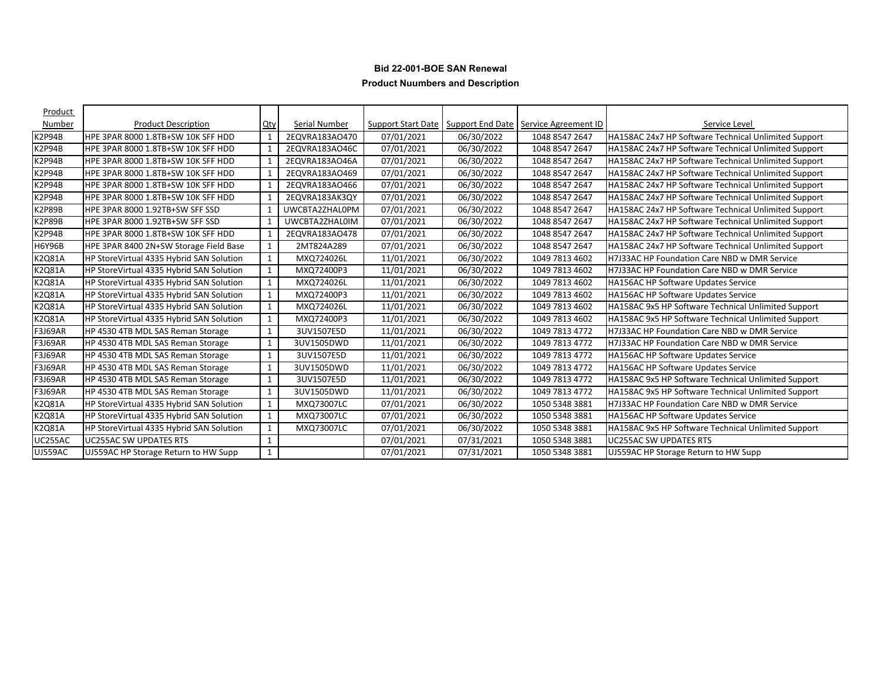**Bid 22-001-BOE SAN Renewal**

**Product Nuumbers and Description**

| Product Number | Product Description | Qty | Serial Number | Support Start Date | Support End Date | Service Agreement ID | Service Level |
|---|---|---|---|---|---|---|---|
| K2P94B | HPE 3PAR 8000 1.8TB+SW 10K SFF HDD | 1 | 2EQVRA183AO470 | 07/01/2021 | 06/30/2022 | 1048 8547 2647 | HA158AC 24x7 HP Software Technical Unlimited Support |
| K2P94B | HPE 3PAR 8000 1.8TB+SW 10K SFF HDD | 1 | 2EQVRA183AO46C | 07/01/2021 | 06/30/2022 | 1048 8547 2647 | HA158AC 24x7 HP Software Technical Unlimited Support |
| K2P94B | HPE 3PAR 8000 1.8TB+SW 10K SFF HDD | 1 | 2EQVRA183AO46A | 07/01/2021 | 06/30/2022 | 1048 8547 2647 | HA158AC 24x7 HP Software Technical Unlimited Support |
| K2P94B | HPE 3PAR 8000 1.8TB+SW 10K SFF HDD | 1 | 2EQVRA183AO469 | 07/01/2021 | 06/30/2022 | 1048 8547 2647 | HA158AC 24x7 HP Software Technical Unlimited Support |
| K2P94B | HPE 3PAR 8000 1.8TB+SW 10K SFF HDD | 1 | 2EQVRA183AO466 | 07/01/2021 | 06/30/2022 | 1048 8547 2647 | HA158AC 24x7 HP Software Technical Unlimited Support |
| K2P94B | HPE 3PAR 8000 1.8TB+SW 10K SFF HDD | 1 | 2EQVRA183AK3QY | 07/01/2021 | 06/30/2022 | 1048 8547 2647 | HA158AC 24x7 HP Software Technical Unlimited Support |
| K2P89B | HPE 3PAR 8000 1.92TB+SW SFF SSD | 1 | UWCBTA2ZHAL0PM | 07/01/2021 | 06/30/2022 | 1048 8547 2647 | HA158AC 24x7 HP Software Technical Unlimited Support |
| K2P89B | HPE 3PAR 8000 1.92TB+SW SFF SSD | 1 | UWCBTA2ZHAL0IM | 07/01/2021 | 06/30/2022 | 1048 8547 2647 | HA158AC 24x7 HP Software Technical Unlimited Support |
| K2P94B | HPE 3PAR 8000 1.8TB+SW 10K SFF HDD | 1 | 2EQVRA183AO478 | 07/01/2021 | 06/30/2022 | 1048 8547 2647 | HA158AC 24x7 HP Software Technical Unlimited Support |
| H6Y96B | HPE 3PAR 8400 2N+SW Storage Field Base | 1 | 2MT824A289 | 07/01/2021 | 06/30/2022 | 1048 8547 2647 | HA158AC 24x7 HP Software Technical Unlimited Support |
| K2Q81A | HP StoreVirtual 4335 Hybrid SAN Solution | 1 | MXQ724026L | 11/01/2021 | 06/30/2022 | 1049 7813 4602 | H7J33AC HP Foundation Care NBD w DMR Service |
| K2Q81A | HP StoreVirtual 4335 Hybrid SAN Solution | 1 | MXQ72400P3 | 11/01/2021 | 06/30/2022 | 1049 7813 4602 | H7J33AC HP Foundation Care NBD w DMR Service |
| K2Q81A | HP StoreVirtual 4335 Hybrid SAN Solution | 1 | MXQ724026L | 11/01/2021 | 06/30/2022 | 1049 7813 4602 | HA156AC HP Software Updates Service |
| K2Q81A | HP StoreVirtual 4335 Hybrid SAN Solution | 1 | MXQ72400P3 | 11/01/2021 | 06/30/2022 | 1049 7813 4602 | HA156AC HP Software Updates Service |
| K2Q81A | HP StoreVirtual 4335 Hybrid SAN Solution | 1 | MXQ724026L | 11/01/2021 | 06/30/2022 | 1049 7813 4602 | HA158AC 9x5 HP Software Technical Unlimited Support |
| K2Q81A | HP StoreVirtual 4335 Hybrid SAN Solution | 1 | MXQ72400P3 | 11/01/2021 | 06/30/2022 | 1049 7813 4602 | HA158AC 9x5 HP Software Technical Unlimited Support |
| F3J69AR | HP 4530 4TB MDL SAS Reman Storage | 1 | 3UV1507E5D | 11/01/2021 | 06/30/2022 | 1049 7813 4772 | H7J33AC HP Foundation Care NBD w DMR Service |
| F3J69AR | HP 4530 4TB MDL SAS Reman Storage | 1 | 3UV1505DWD | 11/01/2021 | 06/30/2022 | 1049 7813 4772 | H7J33AC HP Foundation Care NBD w DMR Service |
| F3J69AR | HP 4530 4TB MDL SAS Reman Storage | 1 | 3UV1507E5D | 11/01/2021 | 06/30/2022 | 1049 7813 4772 | HA156AC HP Software Updates Service |
| F3J69AR | HP 4530 4TB MDL SAS Reman Storage | 1 | 3UV1505DWD | 11/01/2021 | 06/30/2022 | 1049 7813 4772 | HA156AC HP Software Updates Service |
| F3J69AR | HP 4530 4TB MDL SAS Reman Storage | 1 | 3UV1507E5D | 11/01/2021 | 06/30/2022 | 1049 7813 4772 | HA158AC 9x5 HP Software Technical Unlimited Support |
| F3J69AR | HP 4530 4TB MDL SAS Reman Storage | 1 | 3UV1505DWD | 11/01/2021 | 06/30/2022 | 1049 7813 4772 | HA158AC 9x5 HP Software Technical Unlimited Support |
| K2Q81A | HP StoreVirtual 4335 Hybrid SAN Solution | 1 | MXQ73007LC | 07/01/2021 | 06/30/2022 | 1050 5348 3881 | H7J33AC HP Foundation Care NBD w DMR Service |
| K2Q81A | HP StoreVirtual 4335 Hybrid SAN Solution | 1 | MXQ73007LC | 07/01/2021 | 06/30/2022 | 1050 5348 3881 | HA156AC HP Software Updates Service |
| K2Q81A | HP StoreVirtual 4335 Hybrid SAN Solution | 1 | MXQ73007LC | 07/01/2021 | 06/30/2022 | 1050 5348 3881 | HA158AC 9x5 HP Software Technical Unlimited Support |
| UC255AC | UC255AC SW UPDATES RTS | 1 | | 07/01/2021 | 07/31/2021 | 1050 5348 3881 | UC255AC SW UPDATES RTS |
| UJ559AC | UJ559AC HP Storage Return to HW Supp | 1 | | 07/01/2021 | 07/31/2021 | 1050 5348 3881 | UJ559AC HP Storage Return to HW Supp |